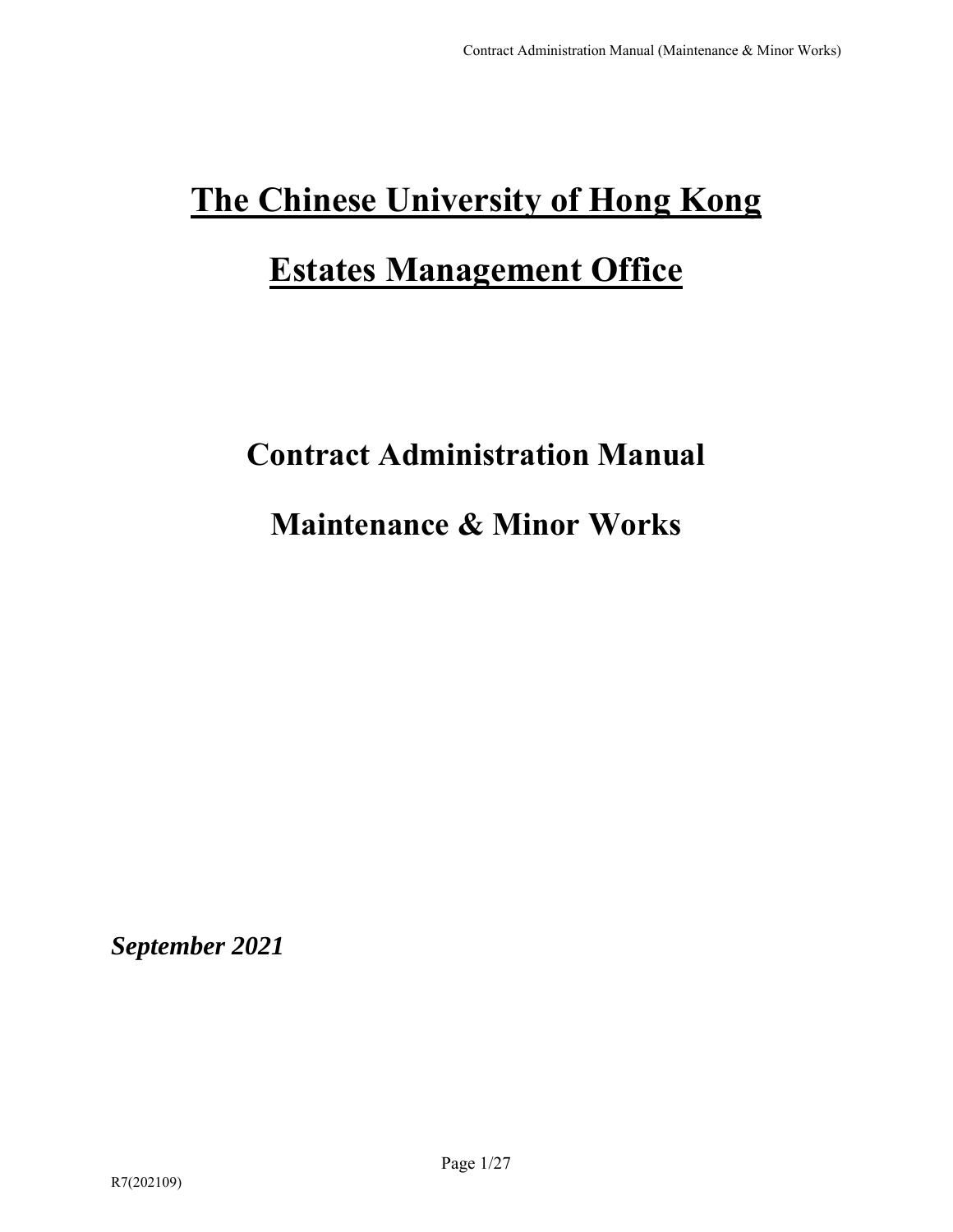# The Chinese University of Hong Kong

# Estates Management Office

## Contract Administration Manual

## Maintenance & Minor Works

***September 2021***

R7(202109)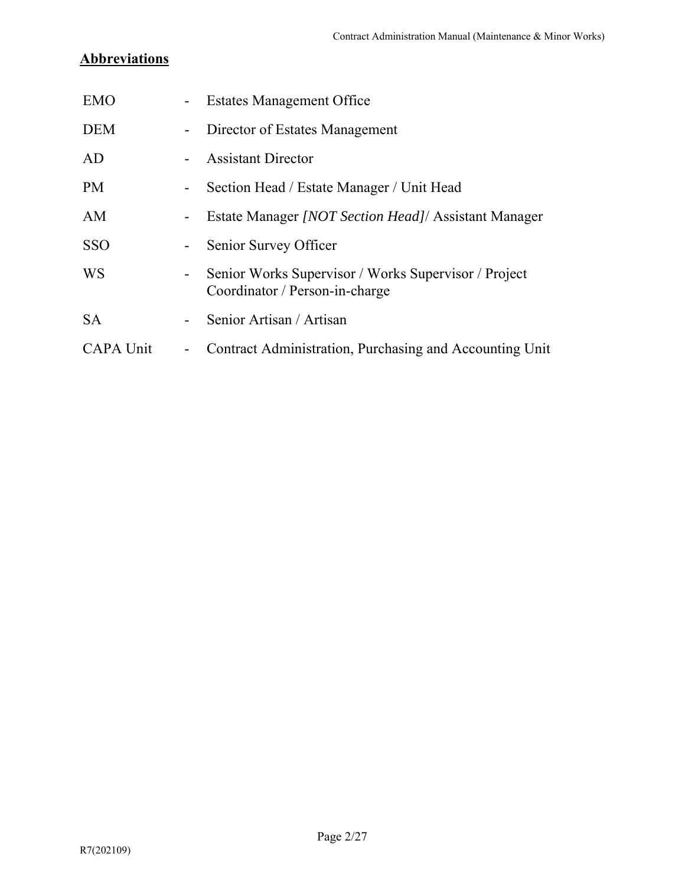## Abbreviations

| | | |
|---|---|---|
| EMO | - | Estates Management Office |
| DEM | - | Director of Estates Management |
| AD | - | Assistant Director |
| PM | - | Section Head / Estate Manager / Unit Head |
| AM | - | Estate Manager *[NOT Section Head]*/ Assistant Manager |
| SSO | - | Senior Survey Officer |
| WS | - | Senior Works Supervisor / Works Supervisor / Project Coordinator / Person-in-charge |
| SA | - | Senior Artisan / Artisan |
| CAPA Unit | - | Contract Administration, Purchasing and Accounting Unit |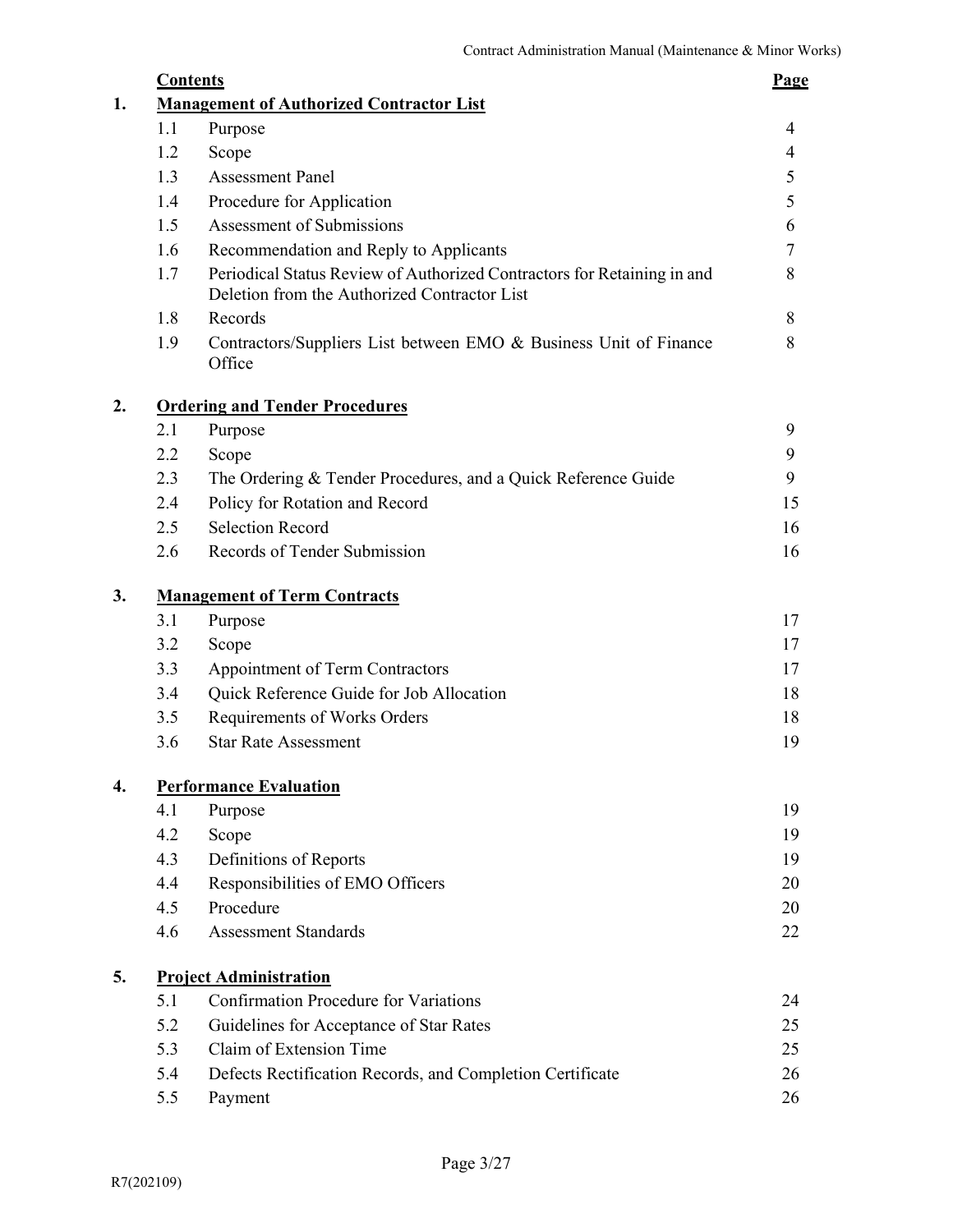| | | **Contents** | **Page** |
|---|---|---|---|
| **1.** | | **Management of Authorized Contractor List** | |
| | 1.1 | Purpose | 4 |
| | 1.2 | Scope | 4 |
| | 1.3 | Assessment Panel | 5 |
| | 1.4 | Procedure for Application | 5 |
| | 1.5 | Assessment of Submissions | 6 |
| | 1.6 | Recommendation and Reply to Applicants | 7 |
| | 1.7 | Periodical Status Review of Authorized Contractors for Retaining in and Deletion from the Authorized Contractor List | 8 |
| | 1.8 | Records | 8 |
| | 1.9 | Contractors/Suppliers List between EMO & Business Unit of Finance Office | 8 |
| **2.** | | **Ordering and Tender Procedures** | |
| | 2.1 | Purpose | 9 |
| | 2.2 | Scope | 9 |
| | 2.3 | The Ordering & Tender Procedures, and a Quick Reference Guide | 9 |
| | 2.4 | Policy for Rotation and Record | 15 |
| | 2.5 | Selection Record | 16 |
| | 2.6 | Records of Tender Submission | 16 |
| **3.** | | **Management of Term Contracts** | |
| | 3.1 | Purpose | 17 |
| | 3.2 | Scope | 17 |
| | 3.3 | Appointment of Term Contractors | 17 |
| | 3.4 | Quick Reference Guide for Job Allocation | 18 |
| | 3.5 | Requirements of Works Orders | 18 |
| | 3.6 | Star Rate Assessment | 19 |
| **4.** | | **Performance Evaluation** | |
| | 4.1 | Purpose | 19 |
| | 4.2 | Scope | 19 |
| | 4.3 | Definitions of Reports | 19 |
| | 4.4 | Responsibilities of EMO Officers | 20 |
| | 4.5 | Procedure | 20 |
| | 4.6 | Assessment Standards | 22 |
| **5.** | | **Project Administration** | |
| | 5.1 | Confirmation Procedure for Variations | 24 |
| | 5.2 | Guidelines for Acceptance of Star Rates | 25 |
| | 5.3 | Claim of Extension Time | 25 |
| | 5.4 | Defects Rectification Records, and Completion Certificate | 26 |
| | 5.5 | Payment | 26 |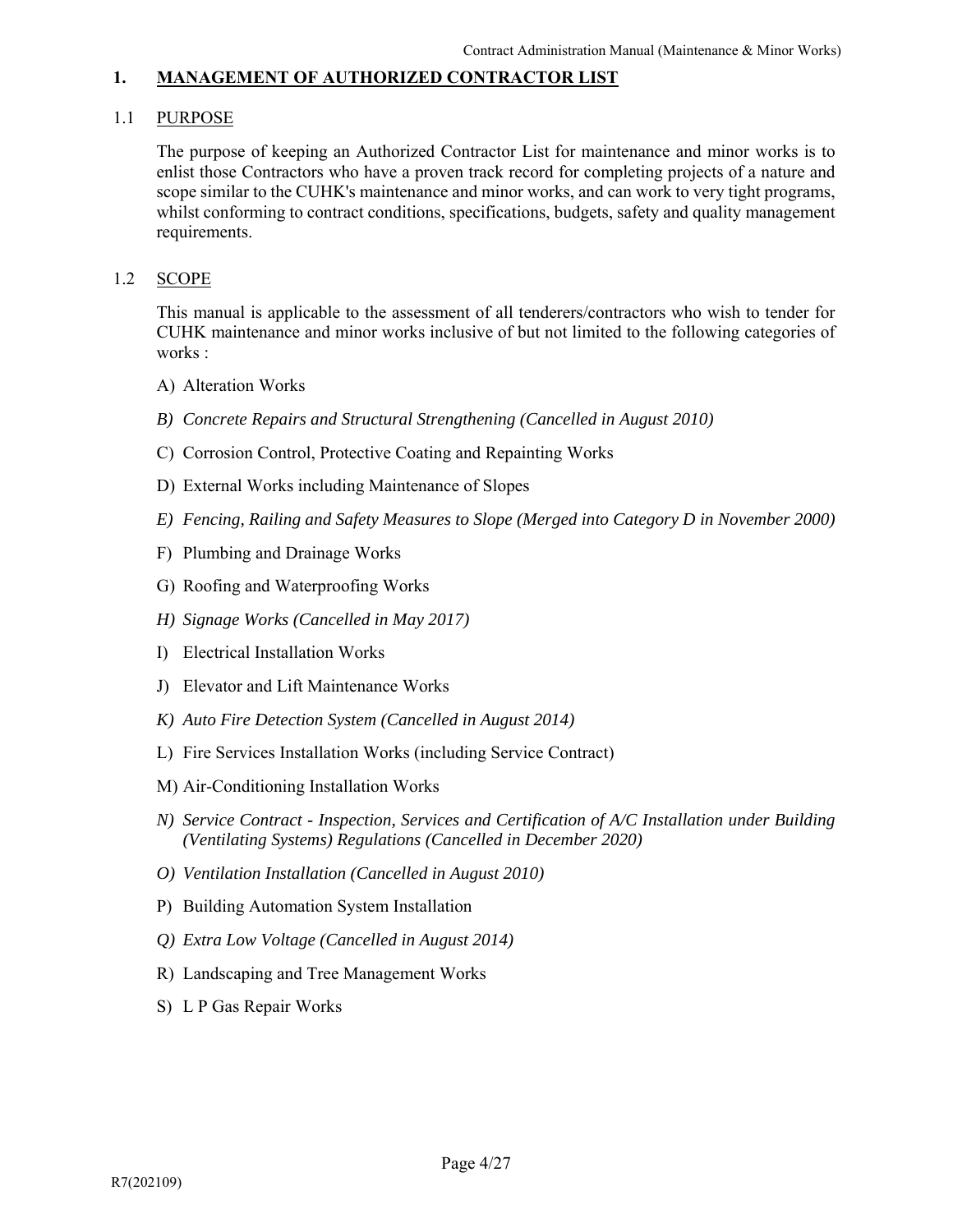# 1. MANAGEMENT OF AUTHORIZED CONTRACTOR LIST

## 1.1 PURPOSE

The purpose of keeping an Authorized Contractor List for maintenance and minor works is to enlist those Contractors who have a proven track record for completing projects of a nature and scope similar to the CUHK's maintenance and minor works, and can work to very tight programs, whilst conforming to contract conditions, specifications, budgets, safety and quality management requirements.

## 1.2 SCOPE

This manual is applicable to the assessment of all tenderers/contractors who wish to tender for CUHK maintenance and minor works inclusive of but not limited to the following categories of works :

A) Alteration Works

*B) Concrete Repairs and Structural Strengthening (Cancelled in August 2010)*

C) Corrosion Control, Protective Coating and Repainting Works

D) External Works including Maintenance of Slopes

*E) Fencing, Railing and Safety Measures to Slope (Merged into Category D in November 2000)*

F) Plumbing and Drainage Works

G) Roofing and Waterproofing Works

*H) Signage Works (Cancelled in May 2017)*

I) Electrical Installation Works

J) Elevator and Lift Maintenance Works

*K) Auto Fire Detection System (Cancelled in August 2014)*

L) Fire Services Installation Works (including Service Contract)

M) Air-Conditioning Installation Works

*N) Service Contract - Inspection, Services and Certification of A/C Installation under Building (Ventilating Systems) Regulations (Cancelled in December 2020)*

*O) Ventilation Installation (Cancelled in August 2010)*

P) Building Automation System Installation

*Q) Extra Low Voltage (Cancelled in August 2014)*

R) Landscaping and Tree Management Works

S) L P Gas Repair Works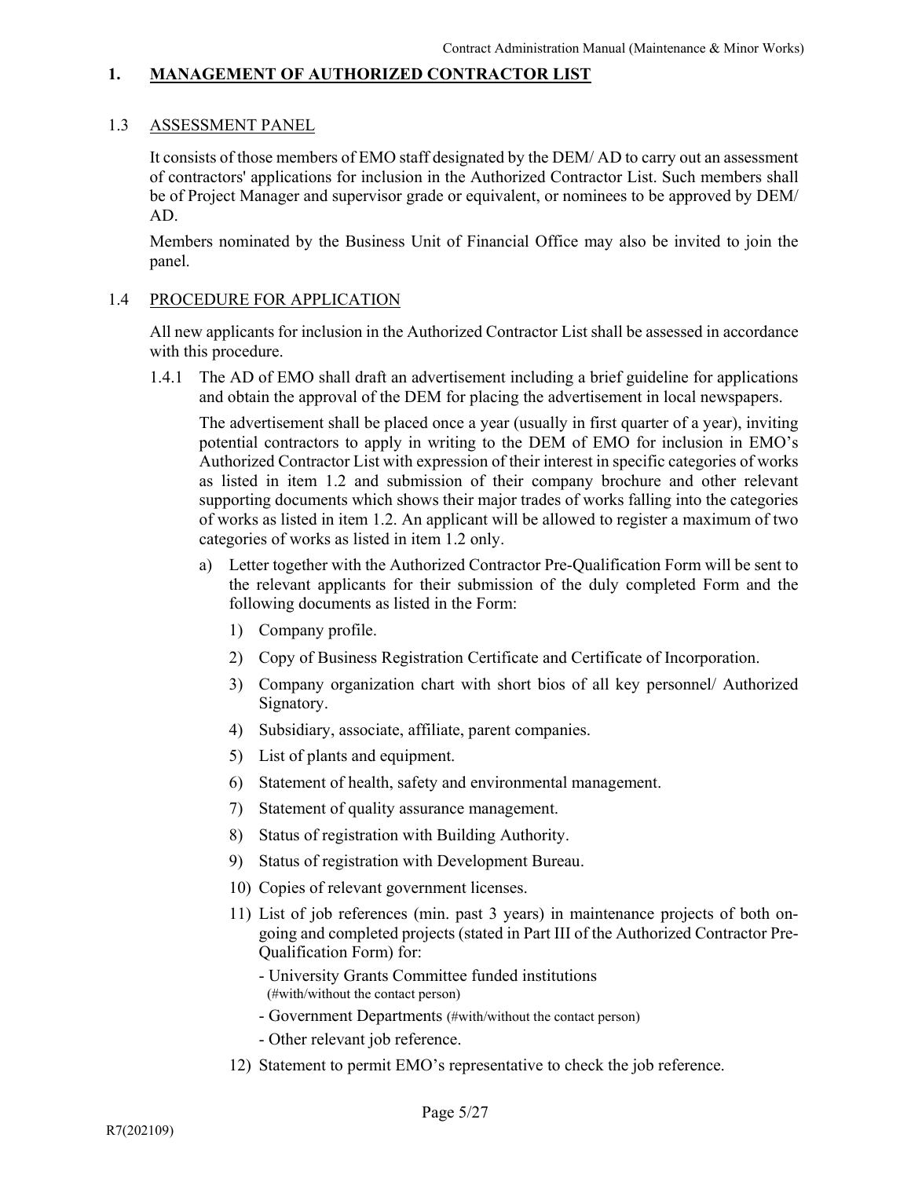## 1. MANAGEMENT OF AUTHORIZED CONTRACTOR LIST

### 1.3 ASSESSMENT PANEL

It consists of those members of EMO staff designated by the DEM/ AD to carry out an assessment of contractors' applications for inclusion in the Authorized Contractor List. Such members shall be of Project Manager and supervisor grade or equivalent, or nominees to be approved by DEM/ AD.

Members nominated by the Business Unit of Financial Office may also be invited to join the panel.

### 1.4 PROCEDURE FOR APPLICATION

All new applicants for inclusion in the Authorized Contractor List shall be assessed in accordance with this procedure.

1.4.1 The AD of EMO shall draft an advertisement including a brief guideline for applications and obtain the approval of the DEM for placing the advertisement in local newspapers.

The advertisement shall be placed once a year (usually in first quarter of a year), inviting potential contractors to apply in writing to the DEM of EMO for inclusion in EMO's Authorized Contractor List with expression of their interest in specific categories of works as listed in item 1.2 and submission of their company brochure and other relevant supporting documents which shows their major trades of works falling into the categories of works as listed in item 1.2. An applicant will be allowed to register a maximum of two categories of works as listed in item 1.2 only.

a) Letter together with the Authorized Contractor Pre-Qualification Form will be sent to the relevant applicants for their submission of the duly completed Form and the following documents as listed in the Form:

1) Company profile.
2) Copy of Business Registration Certificate and Certificate of Incorporation.
3) Company organization chart with short bios of all key personnel/ Authorized Signatory.
4) Subsidiary, associate, affiliate, parent companies.
5) List of plants and equipment.
6) Statement of health, safety and environmental management.
7) Statement of quality assurance management.
8) Status of registration with Building Authority.
9) Status of registration with Development Bureau.
10) Copies of relevant government licenses.
11) List of job references (min. past 3 years) in maintenance projects of both on-going and completed projects (stated in Part III of the Authorized Contractor Pre-Qualification Form) for:
    - University Grants Committee funded institutions (#with/without the contact person)
    - Government Departments (#with/without the contact person)
    - Other relevant job reference.
12) Statement to permit EMO's representative to check the job reference.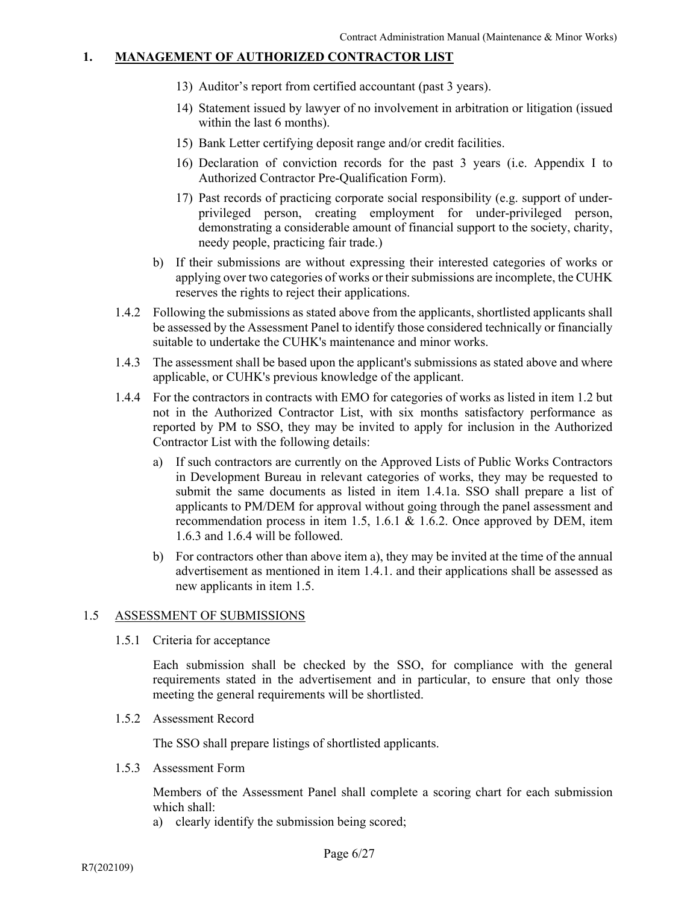# 1. MANAGEMENT OF AUTHORIZED CONTRACTOR LIST

13) Auditor's report from certified accountant (past 3 years).

14) Statement issued by lawyer of no involvement in arbitration or litigation (issued within the last 6 months).

15) Bank Letter certifying deposit range and/or credit facilities.

16) Declaration of conviction records for the past 3 years (i.e. Appendix I to Authorized Contractor Pre-Qualification Form).

17) Past records of practicing corporate social responsibility (e.g. support of under-privileged person, creating employment for under-privileged person, demonstrating a considerable amount of financial support to the society, charity, needy people, practicing fair trade.)

b) If their submissions are without expressing their interested categories of works or applying over two categories of works or their submissions are incomplete, the CUHK reserves the rights to reject their applications.

1.4.2 Following the submissions as stated above from the applicants, shortlisted applicants shall be assessed by the Assessment Panel to identify those considered technically or financially suitable to undertake the CUHK's maintenance and minor works.

1.4.3 The assessment shall be based upon the applicant's submissions as stated above and where applicable, or CUHK's previous knowledge of the applicant.

1.4.4 For the contractors in contracts with EMO for categories of works as listed in item 1.2 but not in the Authorized Contractor List, with six months satisfactory performance as reported by PM to SSO, they may be invited to apply for inclusion in the Authorized Contractor List with the following details:

a) If such contractors are currently on the Approved Lists of Public Works Contractors in Development Bureau in relevant categories of works, they may be requested to submit the same documents as listed in item 1.4.1a. SSO shall prepare a list of applicants to PM/DEM for approval without going through the panel assessment and recommendation process in item 1.5, 1.6.1 & 1.6.2. Once approved by DEM, item 1.6.3 and 1.6.4 will be followed.

b) For contractors other than above item a), they may be invited at the time of the annual advertisement as mentioned in item 1.4.1. and their applications shall be assessed as new applicants in item 1.5.

## 1.5 ASSESSMENT OF SUBMISSIONS

1.5.1 Criteria for acceptance

Each submission shall be checked by the SSO, for compliance with the general requirements stated in the advertisement and in particular, to ensure that only those meeting the general requirements will be shortlisted.

1.5.2 Assessment Record

The SSO shall prepare listings of shortlisted applicants.

1.5.3 Assessment Form

Members of the Assessment Panel shall complete a scoring chart for each submission which shall:

a) clearly identify the submission being scored;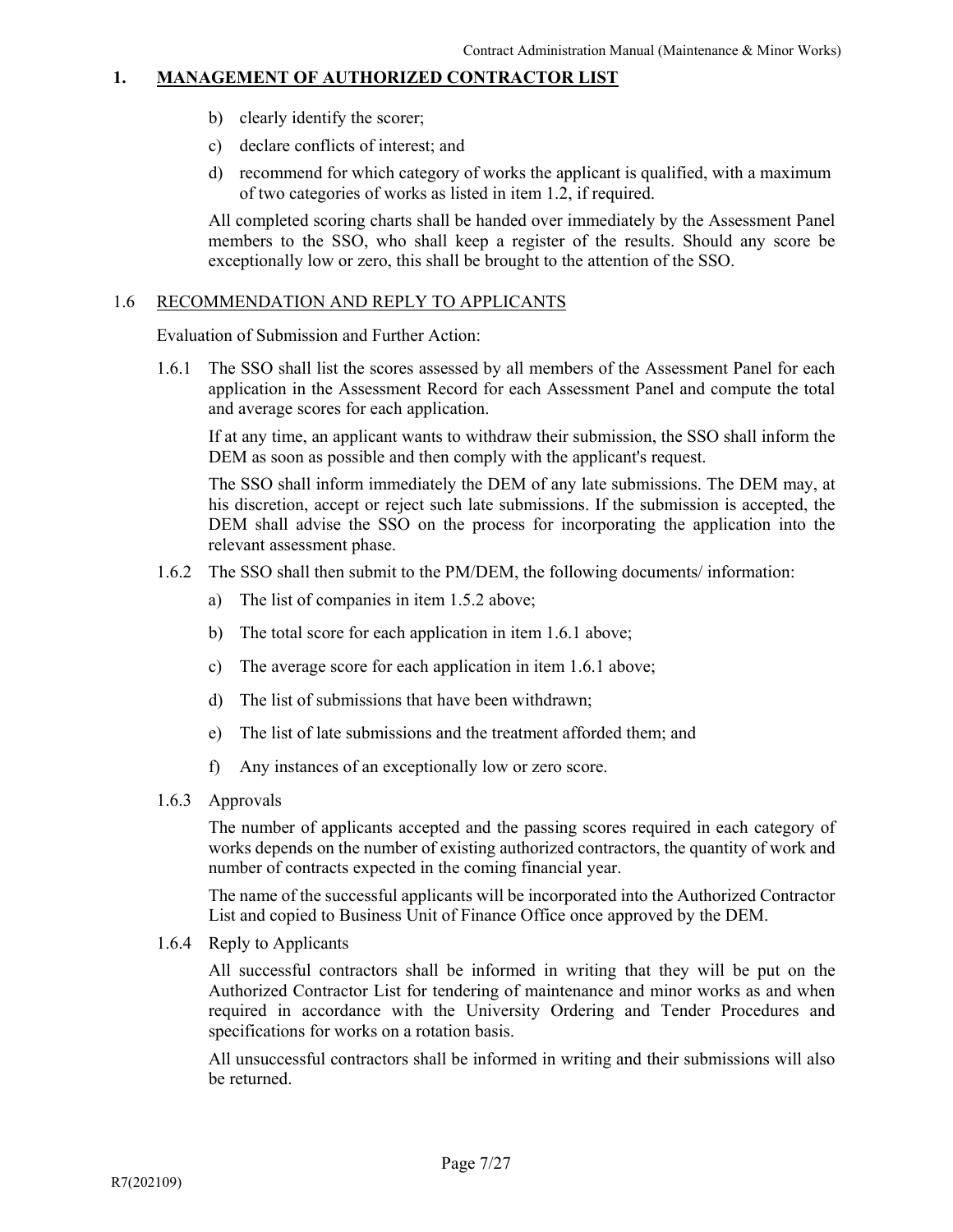# 1. MANAGEMENT OF AUTHORIZED CONTRACTOR LIST

b) clearly identify the scorer;

c) declare conflicts of interest; and

d) recommend for which category of works the applicant is qualified, with a maximum of two categories of works as listed in item 1.2, if required.

All completed scoring charts shall be handed over immediately by the Assessment Panel members to the SSO, who shall keep a register of the results. Should any score be exceptionally low or zero, this shall be brought to the attention of the SSO.

## 1.6 RECOMMENDATION AND REPLY TO APPLICANTS

Evaluation of Submission and Further Action:

1.6.1 The SSO shall list the scores assessed by all members of the Assessment Panel for each application in the Assessment Record for each Assessment Panel and compute the total and average scores for each application.

If at any time, an applicant wants to withdraw their submission, the SSO shall inform the DEM as soon as possible and then comply with the applicant's request.

The SSO shall inform immediately the DEM of any late submissions. The DEM may, at his discretion, accept or reject such late submissions. If the submission is accepted, the DEM shall advise the SSO on the process for incorporating the application into the relevant assessment phase.

1.6.2 The SSO shall then submit to the PM/DEM, the following documents/ information:

a) The list of companies in item 1.5.2 above;

b) The total score for each application in item 1.6.1 above;

c) The average score for each application in item 1.6.1 above;

d) The list of submissions that have been withdrawn;

e) The list of late submissions and the treatment afforded them; and

f) Any instances of an exceptionally low or zero score.

1.6.3 Approvals

The number of applicants accepted and the passing scores required in each category of works depends on the number of existing authorized contractors, the quantity of work and number of contracts expected in the coming financial year.

The name of the successful applicants will be incorporated into the Authorized Contractor List and copied to Business Unit of Finance Office once approved by the DEM.

1.6.4 Reply to Applicants

All successful contractors shall be informed in writing that they will be put on the Authorized Contractor List for tendering of maintenance and minor works as and when required in accordance with the University Ordering and Tender Procedures and specifications for works on a rotation basis.

All unsuccessful contractors shall be informed in writing and their submissions will also be returned.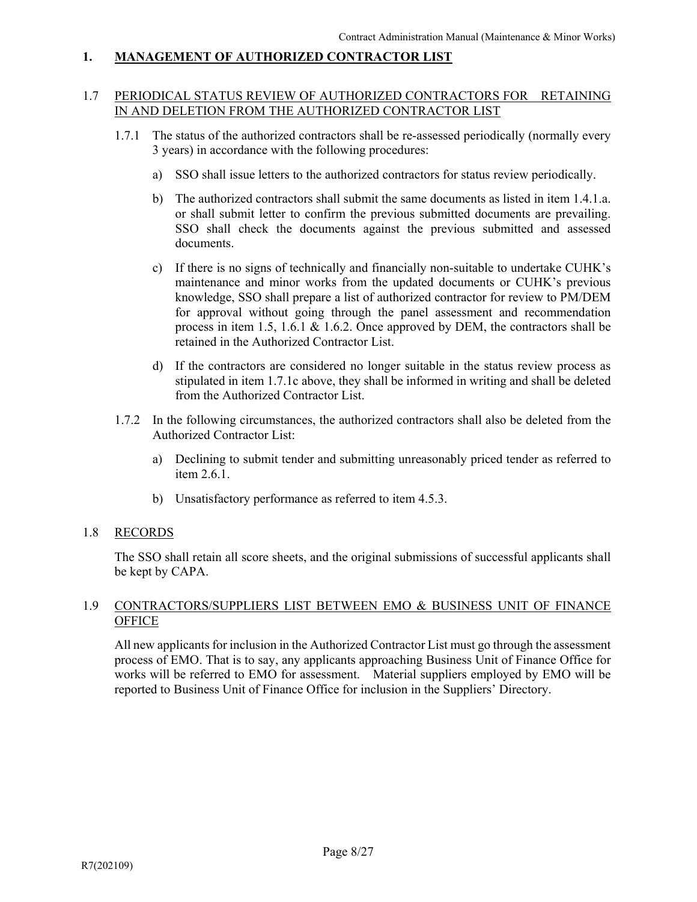# 1. MANAGEMENT OF AUTHORIZED CONTRACTOR LIST

## 1.7 PERIODICAL STATUS REVIEW OF AUTHORIZED CONTRACTORS FOR RETAINING IN AND DELETION FROM THE AUTHORIZED CONTRACTOR LIST

1.7.1 The status of the authorized contractors shall be re-assessed periodically (normally every 3 years) in accordance with the following procedures:

a) SSO shall issue letters to the authorized contractors for status review periodically.

b) The authorized contractors shall submit the same documents as listed in item 1.4.1.a. or shall submit letter to confirm the previous submitted documents are prevailing. SSO shall check the documents against the previous submitted and assessed documents.

c) If there is no signs of technically and financially non-suitable to undertake CUHK's maintenance and minor works from the updated documents or CUHK's previous knowledge, SSO shall prepare a list of authorized contractor for review to PM/DEM for approval without going through the panel assessment and recommendation process in item 1.5, 1.6.1 & 1.6.2. Once approved by DEM, the contractors shall be retained in the Authorized Contractor List.

d) If the contractors are considered no longer suitable in the status review process as stipulated in item 1.7.1c above, they shall be informed in writing and shall be deleted from the Authorized Contractor List.

1.7.2 In the following circumstances, the authorized contractors shall also be deleted from the Authorized Contractor List:

a) Declining to submit tender and submitting unreasonably priced tender as referred to item 2.6.1.

b) Unsatisfactory performance as referred to item 4.5.3.

## 1.8 RECORDS

The SSO shall retain all score sheets, and the original submissions of successful applicants shall be kept by CAPA.

## 1.9 CONTRACTORS/SUPPLIERS LIST BETWEEN EMO & BUSINESS UNIT OF FINANCE OFFICE

All new applicants for inclusion in the Authorized Contractor List must go through the assessment process of EMO. That is to say, any applicants approaching Business Unit of Finance Office for works will be referred to EMO for assessment. Material suppliers employed by EMO will be reported to Business Unit of Finance Office for inclusion in the Suppliers' Directory.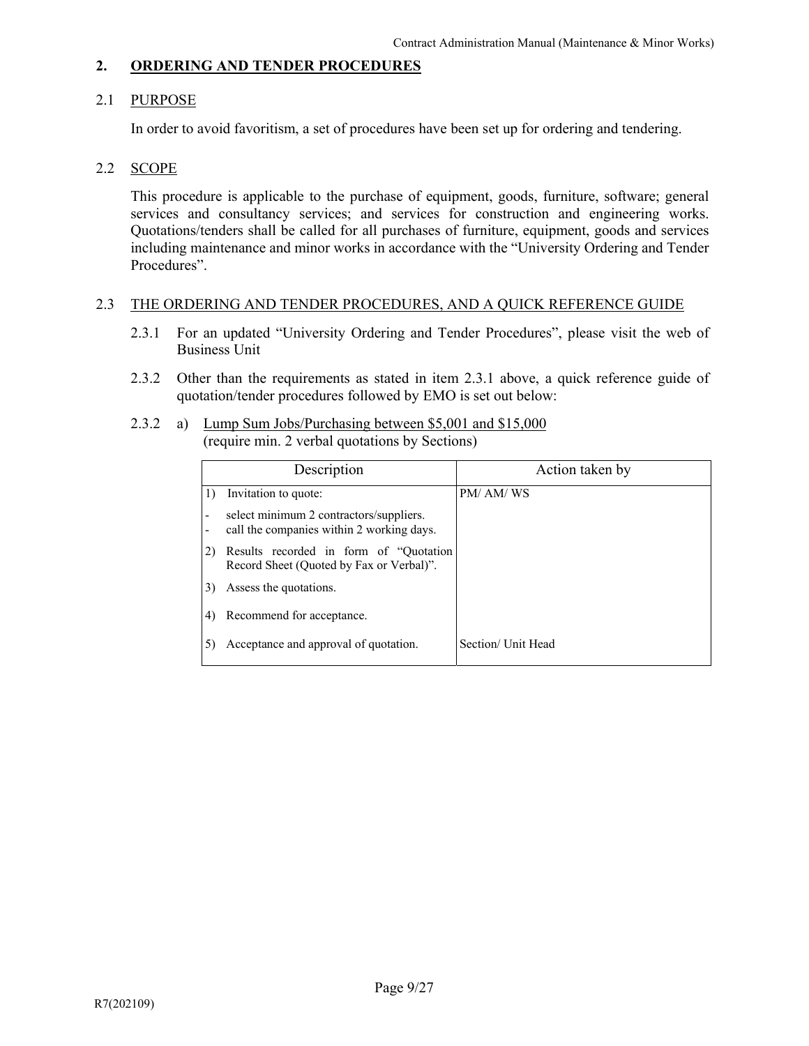## 2. ORDERING AND TENDER PROCEDURES

### 2.1 PURPOSE

In order to avoid favoritism, a set of procedures have been set up for ordering and tendering.

### 2.2 SCOPE

This procedure is applicable to the purchase of equipment, goods, furniture, software; general services and consultancy services; and services for construction and engineering works. Quotations/tenders shall be called for all purchases of furniture, equipment, goods and services including maintenance and minor works in accordance with the "University Ordering and Tender Procedures".

### 2.3 THE ORDERING AND TENDER PROCEDURES, AND A QUICK REFERENCE GUIDE

2.3.1 For an updated "University Ordering and Tender Procedures", please visit the web of Business Unit

2.3.2 Other than the requirements as stated in item 2.3.1 above, a quick reference guide of quotation/tender procedures followed by EMO is set out below:

2.3.2 a) Lump Sum Jobs/Purchasing between $5,001 and $15,000
(require min. 2 verbal quotations by Sections)

| Description | Action taken by |
|---|---|
| 1) Invitation to quote:<br>- select minimum 2 contractors/suppliers.<br>- call the companies within 2 working days.<br>2) Results recorded in form of "Quotation Record Sheet (Quoted by Fax or Verbal)".<br>3) Assess the quotations.<br>4) Recommend for acceptance. | PM/ AM/ WS |
| 5) Acceptance and approval of quotation. | Section/ Unit Head |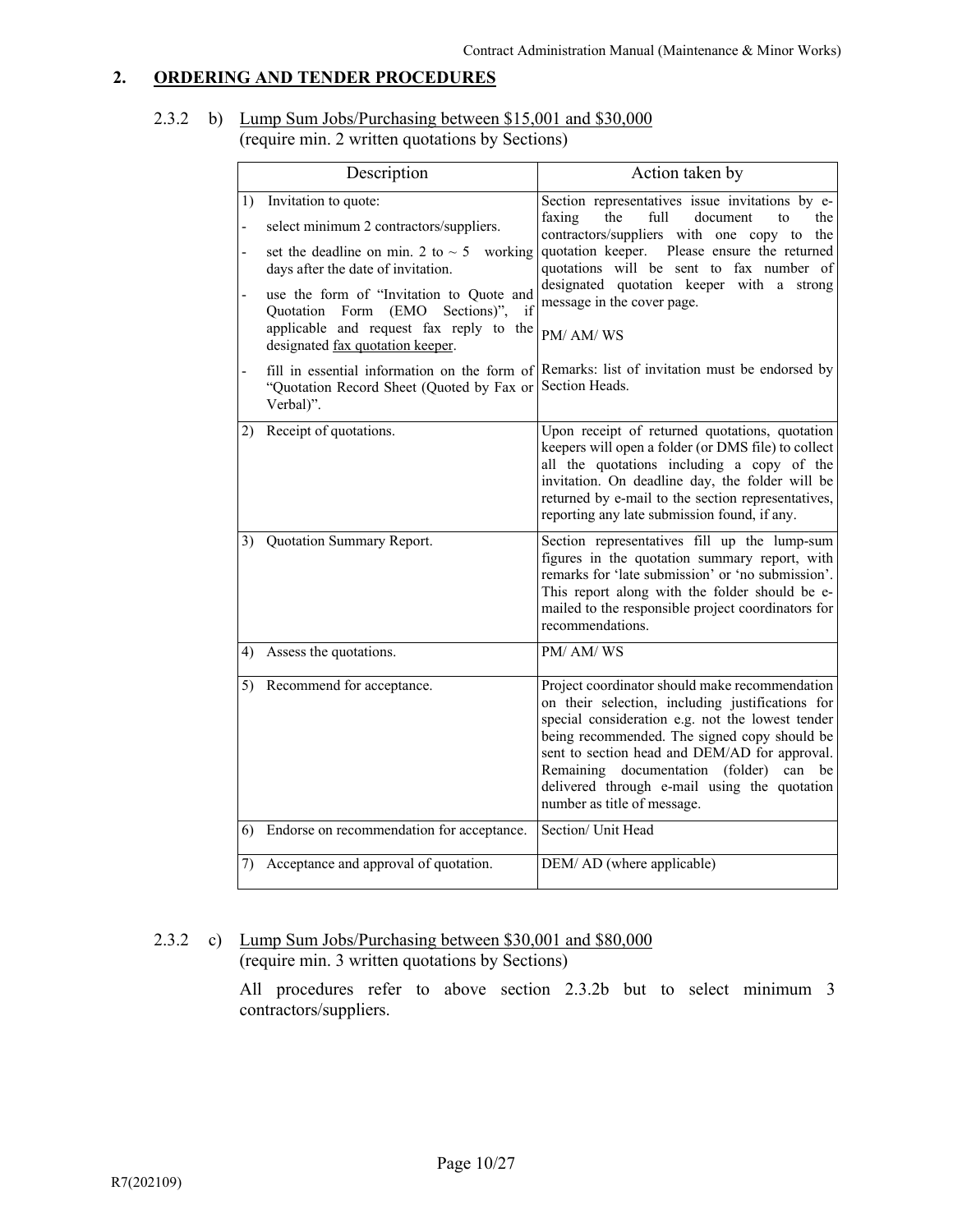## 2. ORDERING AND TENDER PROCEDURES

2.3.2 b) Lump Sum Jobs/Purchasing between $15,001 and $30,000
(require min. 2 written quotations by Sections)

| Description | Action taken by |
|---|---|
| 1) Invitation to quote:<br>- select minimum 2 contractors/suppliers.<br>- set the deadline on min. 2 to ~ 5 working days after the date of invitation.<br>- use the form of "Invitation to Quote and Quotation Form (EMO Sections)", if applicable and request fax reply to the designated fax quotation keeper.<br>- fill in essential information on the form of "Quotation Record Sheet (Quoted by Fax or Verbal)". | Section representatives issue invitations by e-faxing the full document to the contractors/suppliers with one copy to the quotation keeper. Please ensure the returned quotations will be sent to fax number of designated quotation keeper with a strong message in the cover page.<br><br>PM/ AM/ WS<br><br>Remarks: list of invitation must be endorsed by Section Heads. |
| 2) Receipt of quotations. | Upon receipt of returned quotations, quotation keepers will open a folder (or DMS file) to collect all the quotations including a copy of the invitation. On deadline day, the folder will be returned by e-mail to the section representatives, reporting any late submission found, if any. |
| 3) Quotation Summary Report. | Section representatives fill up the lump-sum figures in the quotation summary report, with remarks for 'late submission' or 'no submission'. This report along with the folder should be e-mailed to the responsible project coordinators for recommendations. |
| 4) Assess the quotations. | PM/ AM/ WS |
| 5) Recommend for acceptance. | Project coordinator should make recommendation on their selection, including justifications for special consideration e.g. not the lowest tender being recommended. The signed copy should be sent to section head and DEM/AD for approval. Remaining documentation (folder) can be delivered through e-mail using the quotation number as title of message. |
| 6) Endorse on recommendation for acceptance. | Section/ Unit Head |
| 7) Acceptance and approval of quotation. | DEM/ AD (where applicable) |

2.3.2 c) Lump Sum Jobs/Purchasing between $30,001 and $80,000
(require min. 3 written quotations by Sections)

All procedures refer to above section 2.3.2b but to select minimum 3 contractors/suppliers.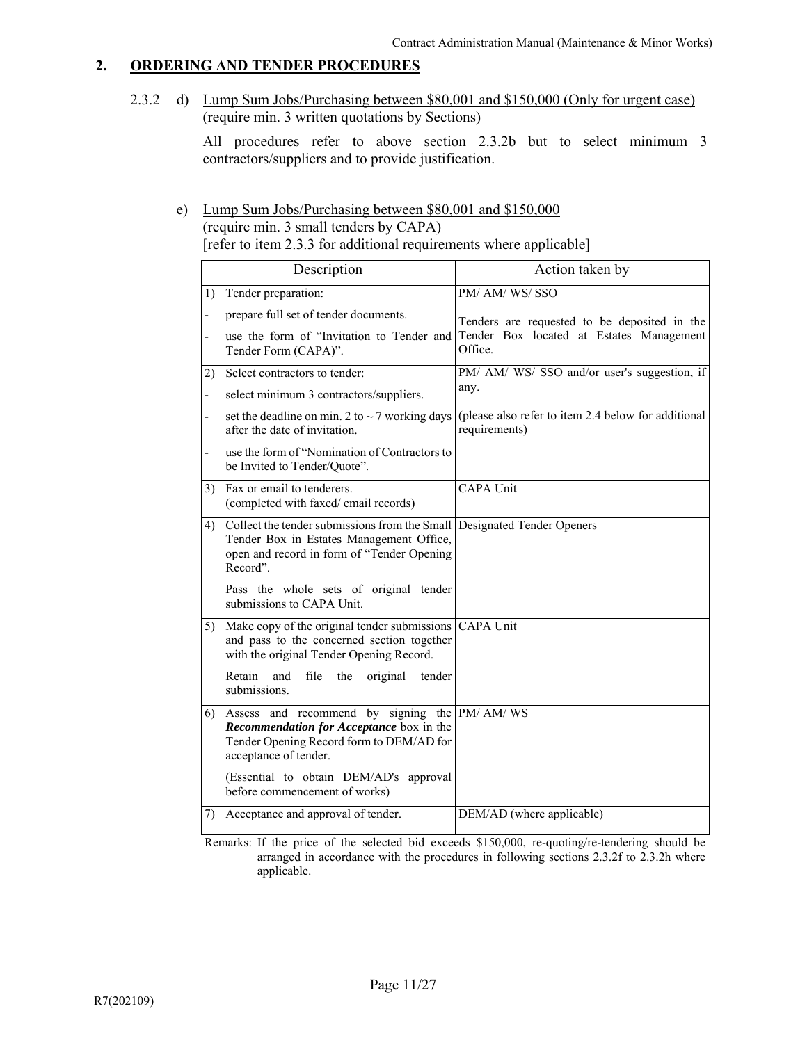## 2. ORDERING AND TENDER PROCEDURES

2.3.2 d) Lump Sum Jobs/Purchasing between $80,001 and $150,000 (Only for urgent case) (require min. 3 written quotations by Sections)

All procedures refer to above section 2.3.2b but to select minimum 3 contractors/suppliers and to provide justification.

e) Lump Sum Jobs/Purchasing between $80,001 and $150,000 (require min. 3 small tenders by CAPA) [refer to item 2.3.3 for additional requirements where applicable]

| Description | Action taken by |
|---|---|
| 1) Tender preparation:<br>- prepare full set of tender documents.<br>- use the form of "Invitation to Tender and Tender Form (CAPA)". | PM/ AM/ WS/ SSO<br><br>Tenders are requested to be deposited in the Tender Box located at Estates Management Office. |
| 2) Select contractors to tender:<br>- select minimum 3 contractors/suppliers.<br>- set the deadline on min. 2 to ~ 7 working days after the date of invitation.<br>- use the form of "Nomination of Contractors to be Invited to Tender/Quote". | PM/ AM/ WS/ SSO and/or user's suggestion, if any.<br><br>(please also refer to item 2.4 below for additional requirements) |
| 3) Fax or email to tenderers. (completed with faxed/ email records) | CAPA Unit |
| 4) Collect the tender submissions from the Small Tender Box in Estates Management Office, open and record in form of "Tender Opening Record".<br><br>Pass the whole sets of original tender submissions to CAPA Unit. | Designated Tender Openers |
| 5) Make copy of the original tender submissions and pass to the concerned section together with the original Tender Opening Record.<br><br>Retain and file the original tender submissions. | CAPA Unit |
| 6) Assess and recommend by signing the ***Recommendation for Acceptance*** box in the Tender Opening Record form to DEM/AD for acceptance of tender.<br><br>(Essential to obtain DEM/AD's approval before commencement of works) | PM/ AM/ WS |
| 7) Acceptance and approval of tender. | DEM/AD (where applicable) |

Remarks: If the price of the selected bid exceeds $150,000, re-quoting/re-tendering should be arranged in accordance with the procedures in following sections 2.3.2f to 2.3.2h where applicable.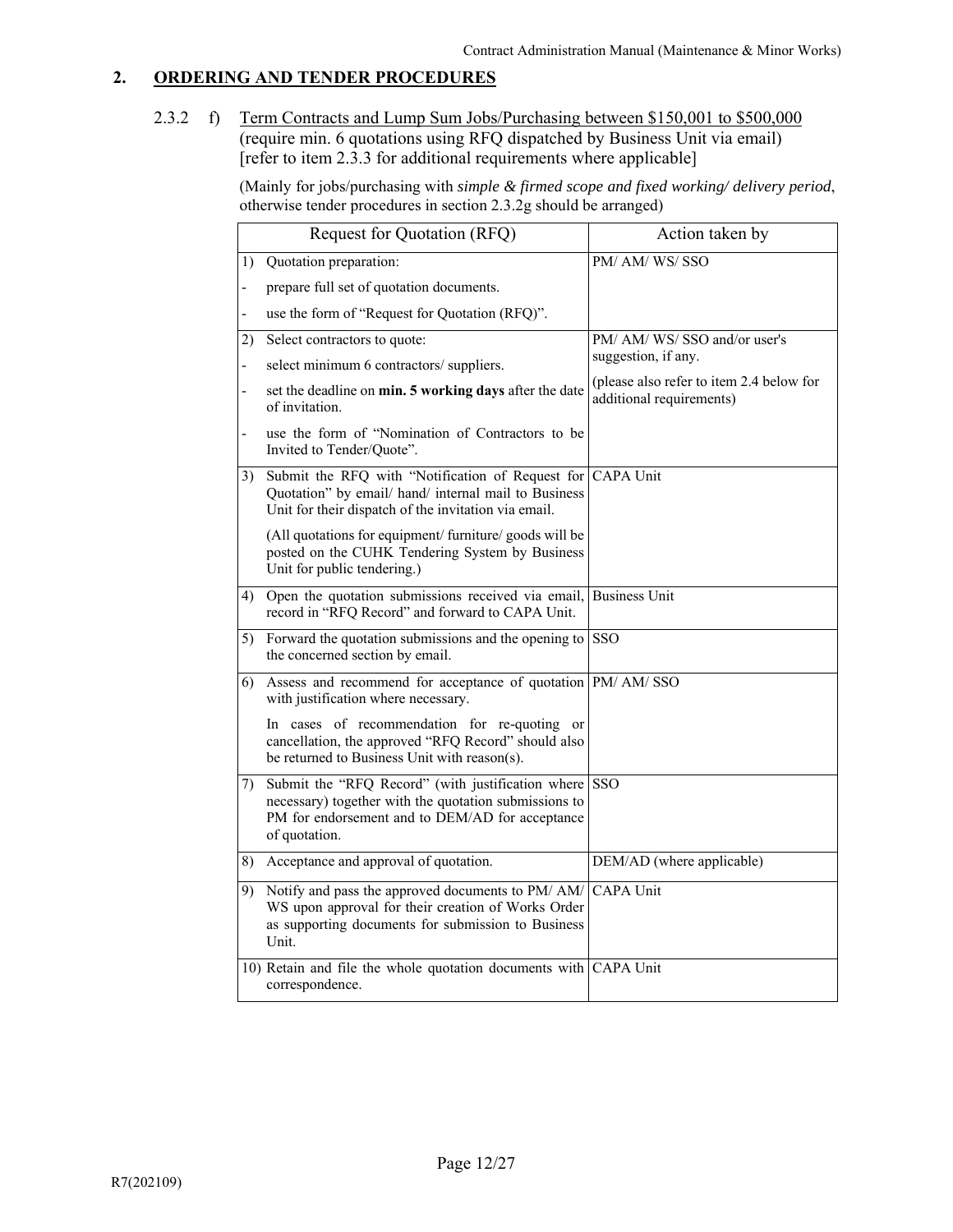## 2. ORDERING AND TENDER PROCEDURES

2.3.2 f) Term Contracts and Lump Sum Jobs/Purchasing between $150,001 to $500,000 (require min. 6 quotations using RFQ dispatched by Business Unit via email) [refer to item 2.3.3 for additional requirements where applicable]

(Mainly for jobs/purchasing with *simple & firmed scope and fixed working/ delivery period*, otherwise tender procedures in section 2.3.2g should be arranged)

| Request for Quotation (RFQ) | Action taken by |
|---|---|
| 1) Quotation preparation:<br>- prepare full set of quotation documents.<br>- use the form of "Request for Quotation (RFQ)". | PM/ AM/ WS/ SSO |
| 2) Select contractors to quote:<br>- select minimum 6 contractors/ suppliers.<br>- set the deadline on **min. 5 working days** after the date of invitation.<br>- use the form of "Nomination of Contractors to be Invited to Tender/Quote". | PM/ AM/ WS/ SSO and/or user's suggestion, if any.<br>(please also refer to item 2.4 below for additional requirements) |
| 3) Submit the RFQ with "Notification of Request for Quotation" by email/ hand/ internal mail to Business Unit for their dispatch of the invitation via email.<br>(All quotations for equipment/ furniture/ goods will be posted on the CUHK Tendering System by Business Unit for public tendering.) | CAPA Unit |
| 4) Open the quotation submissions received via email, record in "RFQ Record" and forward to CAPA Unit. | Business Unit |
| 5) Forward the quotation submissions and the opening to the concerned section by email. | SSO |
| 6) Assess and recommend for acceptance of quotation with justification where necessary.<br>In cases of recommendation for re-quoting or cancellation, the approved "RFQ Record" should also be returned to Business Unit with reason(s). | PM/ AM/ SSO |
| 7) Submit the "RFQ Record" (with justification where necessary) together with the quotation submissions to PM for endorsement and to DEM/AD for acceptance of quotation. | SSO |
| 8) Acceptance and approval of quotation. | DEM/AD (where applicable) |
| 9) Notify and pass the approved documents to PM/ AM/ WS upon approval for their creation of Works Order as supporting documents for submission to Business Unit. | CAPA Unit |
| 10) Retain and file the whole quotation documents with correspondence. | CAPA Unit |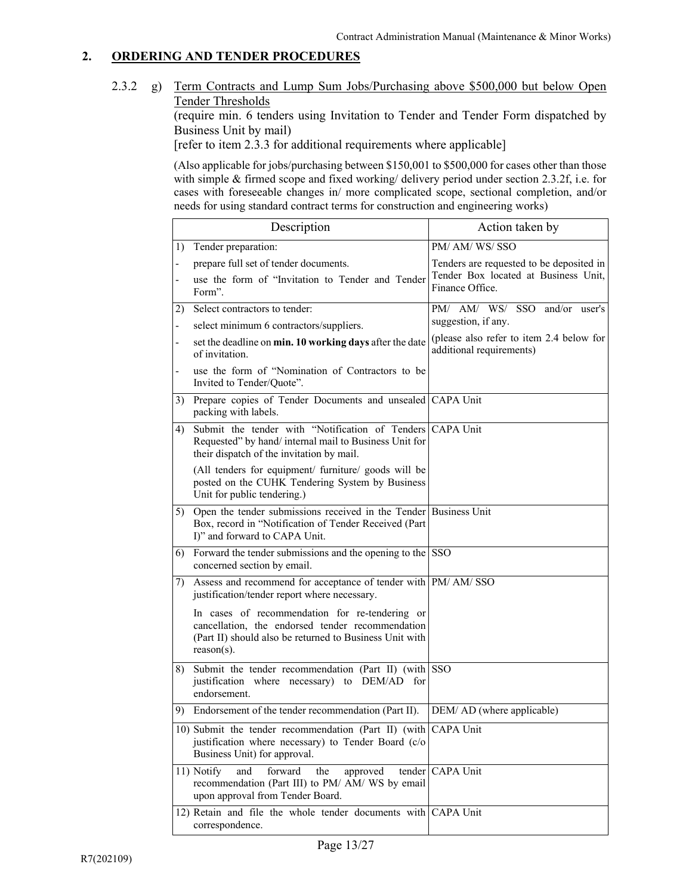## 2. ORDERING AND TENDER PROCEDURES

2.3.2 g) Term Contracts and Lump Sum Jobs/Purchasing above $500,000 but below Open Tender Thresholds

(require min. 6 tenders using Invitation to Tender and Tender Form dispatched by Business Unit by mail)

[refer to item 2.3.3 for additional requirements where applicable]

(Also applicable for jobs/purchasing between $150,001 to $500,000 for cases other than those with simple & firmed scope and fixed working/ delivery period under section 2.3.2f, i.e. for cases with foreseeable changes in/ more complicated scope, sectional completion, and/or needs for using standard contract terms for construction and engineering works)

| Description | Action taken by |
|---|---|
| 1) Tender preparation:<br>- prepare full set of tender documents.<br>- use the form of "Invitation to Tender and Tender Form". | PM/ AM/ WS/ SSO<br>Tenders are requested to be deposited in Tender Box located at Business Unit, Finance Office. |
| 2) Select contractors to tender:<br>- select minimum 6 contractors/suppliers.<br>- set the deadline on **min. 10 working days** after the date of invitation.<br>- use the form of "Nomination of Contractors to be Invited to Tender/Quote". | PM/ AM/ WS/ SSO and/or user's suggestion, if any.<br>(please also refer to item 2.4 below for additional requirements) |
| 3) Prepare copies of Tender Documents and unsealed packing with labels. | CAPA Unit |
| 4) Submit the tender with "Notification of Tenders Requested" by hand/ internal mail to Business Unit for their dispatch of the invitation by mail.<br>(All tenders for equipment/ furniture/ goods will be posted on the CUHK Tendering System by Business Unit for public tendering.) | CAPA Unit |
| 5) Open the tender submissions received in the Tender Box, record in "Notification of Tender Received (Part I)" and forward to CAPA Unit. | Business Unit |
| 6) Forward the tender submissions and the opening to the concerned section by email. | SSO |
| 7) Assess and recommend for acceptance of tender with justification/tender report where necessary.<br>In cases of recommendation for re-tendering or cancellation, the endorsed tender recommendation (Part II) should also be returned to Business Unit with reason(s). | PM/ AM/ SSO |
| 8) Submit the tender recommendation (Part II) (with justification where necessary) to DEM/AD for endorsement. | SSO |
| 9) Endorsement of the tender recommendation (Part II). | DEM/ AD (where applicable) |
| 10) Submit the tender recommendation (Part II) (with justification where necessary) to Tender Board (c/o Business Unit) for approval. | CAPA Unit |
| 11) Notify and forward the approved tender recommendation (Part III) to PM/ AM/ WS by email upon approval from Tender Board. | CAPA Unit |
| 12) Retain and file the whole tender documents with correspondence. | CAPA Unit |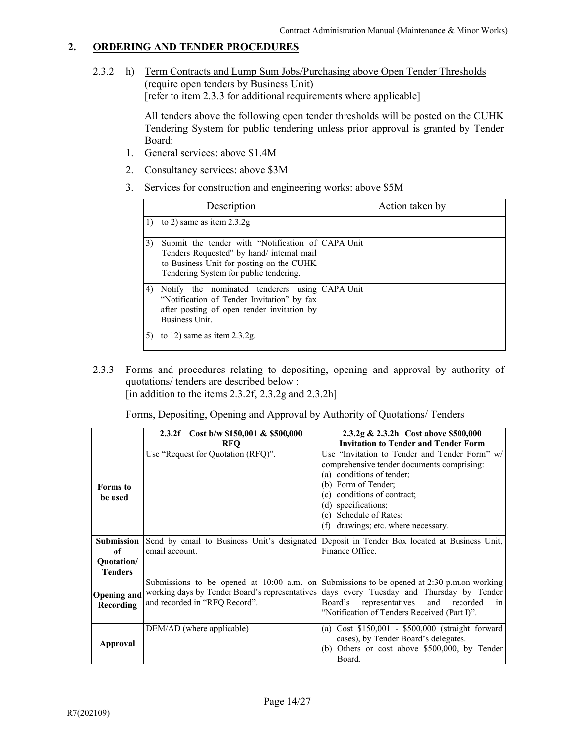## 2. ORDERING AND TENDER PROCEDURES

2.3.2 h) Term Contracts and Lump Sum Jobs/Purchasing above Open Tender Thresholds
(require open tenders by Business Unit)
[refer to item 2.3.3 for additional requirements where applicable]

All tenders above the following open tender thresholds will be posted on the CUHK Tendering System for public tendering unless prior approval is granted by Tender Board:

1. General services: above $1.4M
2. Consultancy services: above $3M
3. Services for construction and engineering works: above $5M

| Description | Action taken by |
|---|---|
| 1) to 2) same as item 2.3.2g | |
| 3) Submit the tender with "Notification of Tenders Requested" by hand/ internal mail to Business Unit for posting on the CUHK Tendering System for public tendering. | CAPA Unit |
| 4) Notify the nominated tenderers using "Notification of Tender Invitation" by fax after posting of open tender invitation by Business Unit. | CAPA Unit |
| 5) to 12) same as item 2.3.2g. | |

2.3.3 Forms and procedures relating to depositing, opening and approval by authority of quotations/ tenders are described below :
[in addition to the items 2.3.2f, 2.3.2g and 2.3.2h]

Forms, Depositing, Opening and Approval by Authority of Quotations/ Tenders

| | **2.3.2f Cost b/w $150,001 & $500,000 RFQ** | **2.3.2g & 2.3.2h Cost above $500,000 Invitation to Tender and Tender Form** |
|---|---|---|
| **Forms to be used** | Use "Request for Quotation (RFQ)". | Use "Invitation to Tender and Tender Form" w/ comprehensive tender documents comprising: (a) conditions of tender; (b) Form of Tender; (c) conditions of contract; (d) specifications; (e) Schedule of Rates; (f) drawings; etc. where necessary. |
| **Submission of Quotation/ Tenders** | Send by email to Business Unit's designated email account. | Deposit in Tender Box located at Business Unit, Finance Office. |
| **Opening and Recording** | Submissions to be opened at 10:00 a.m. on working days by Tender Board's representatives and recorded in "RFQ Record". | Submissions to be opened at 2:30 p.m.on working days every Tuesday and Thursday by Tender Board's representatives and recorded in "Notification of Tenders Received (Part I)". |
| **Approval** | DEM/AD (where applicable) | (a) Cost $150,001 - $500,000 (straight forward cases), by Tender Board's delegates. (b) Others or cost above $500,000, by Tender Board. |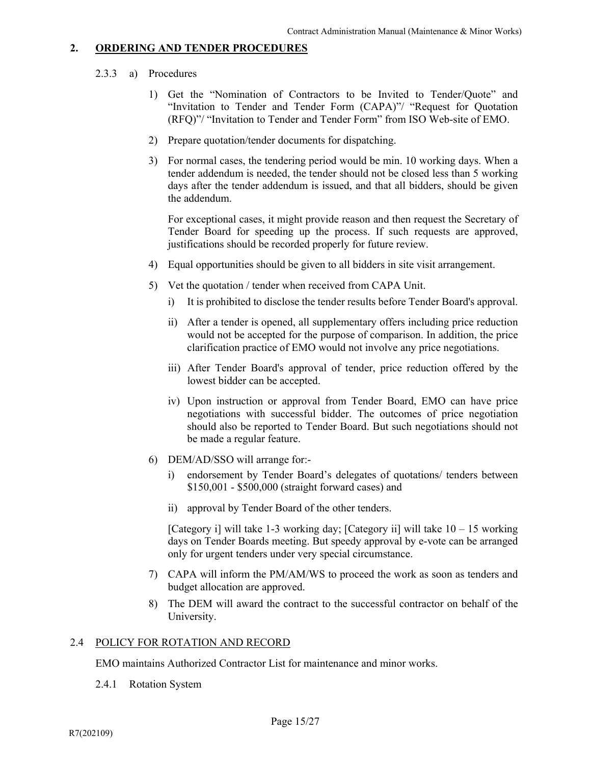## 2. ORDERING AND TENDER PROCEDURES

2.3.3 a) Procedures

1) Get the "Nomination of Contractors to be Invited to Tender/Quote" and "Invitation to Tender and Tender Form (CAPA)"/ "Request for Quotation (RFQ)"/ "Invitation to Tender and Tender Form" from ISO Web-site of EMO.

2) Prepare quotation/tender documents for dispatching.

3) For normal cases, the tendering period would be min. 10 working days. When a tender addendum is needed, the tender should not be closed less than 5 working days after the tender addendum is issued, and that all bidders, should be given the addendum.

   For exceptional cases, it might provide reason and then request the Secretary of Tender Board for speeding up the process. If such requests are approved, justifications should be recorded properly for future review.

4) Equal opportunities should be given to all bidders in site visit arrangement.

5) Vet the quotation / tender when received from CAPA Unit.

   i) It is prohibited to disclose the tender results before Tender Board's approval.

   ii) After a tender is opened, all supplementary offers including price reduction would not be accepted for the purpose of comparison. In addition, the price clarification practice of EMO would not involve any price negotiations.

   iii) After Tender Board's approval of tender, price reduction offered by the lowest bidder can be accepted.

   iv) Upon instruction or approval from Tender Board, EMO can have price negotiations with successful bidder. The outcomes of price negotiation should also be reported to Tender Board. But such negotiations should not be made a regular feature.

6) DEM/AD/SSO will arrange for:-

   i) endorsement by Tender Board's delegates of quotations/ tenders between $150,001 - $500,000 (straight forward cases) and

   ii) approval by Tender Board of the other tenders.

   [Category i] will take 1-3 working day; [Category ii] will take 10 – 15 working days on Tender Boards meeting. But speedy approval by e-vote can be arranged only for urgent tenders under very special circumstance.

7) CAPA will inform the PM/AM/WS to proceed the work as soon as tenders and budget allocation are approved.

8) The DEM will award the contract to the successful contractor on behalf of the University.

### 2.4 POLICY FOR ROTATION AND RECORD

EMO maintains Authorized Contractor List for maintenance and minor works.

2.4.1 Rotation System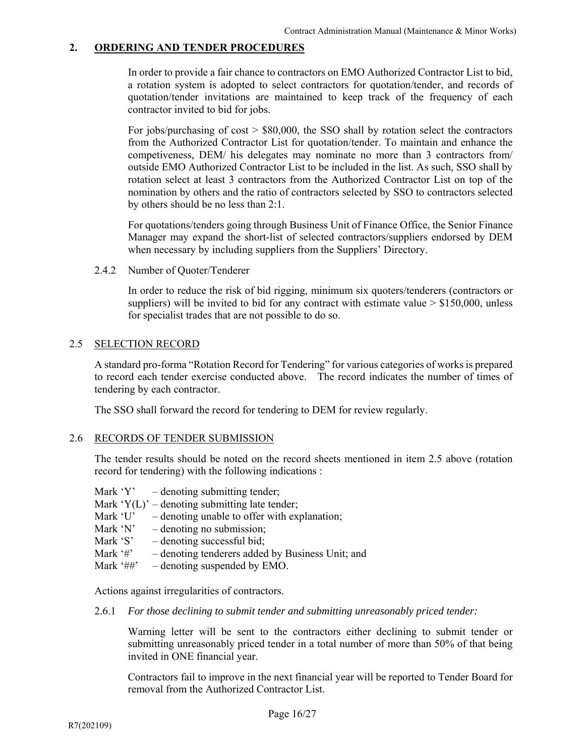## 2. ORDERING AND TENDER PROCEDURES

In order to provide a fair chance to contractors on EMO Authorized Contractor List to bid, a rotation system is adopted to select contractors for quotation/tender, and records of quotation/tender invitations are maintained to keep track of the frequency of each contractor invited to bid for jobs.

For jobs/purchasing of cost > $80,000, the SSO shall by rotation select the contractors from the Authorized Contractor List for quotation/tender. To maintain and enhance the competiveness, DEM/ his delegates may nominate no more than 3 contractors from/ outside EMO Authorized Contractor List to be included in the list. As such, SSO shall by rotation select at least 3 contractors from the Authorized Contractor List on top of the nomination by others and the ratio of contractors selected by SSO to contractors selected by others should be no less than 2:1.

For quotations/tenders going through Business Unit of Finance Office, the Senior Finance Manager may expand the short-list of selected contractors/suppliers endorsed by DEM when necessary by including suppliers from the Suppliers' Directory.

2.4.2 Number of Quoter/Tenderer

In order to reduce the risk of bid rigging, minimum six quoters/tenderers (contractors or suppliers) will be invited to bid for any contract with estimate value > $150,000, unless for specialist trades that are not possible to do so.

### 2.5 SELECTION RECORD

A standard pro-forma "Rotation Record for Tendering" for various categories of works is prepared to record each tender exercise conducted above. The record indicates the number of times of tendering by each contractor.

The SSO shall forward the record for tendering to DEM for review regularly.

### 2.6 RECORDS OF TENDER SUBMISSION

The tender results should be noted on the record sheets mentioned in item 2.5 above (rotation record for tendering) with the following indications :

Mark 'Y' – denoting submitting tender;
Mark 'Y(L)' – denoting submitting late tender;
Mark 'U' – denoting unable to offer with explanation;
Mark 'N' – denoting no submission;
Mark 'S' – denoting successful bid;
Mark '#' – denoting tenderers added by Business Unit; and
Mark '##' – denoting suspended by EMO.

Actions against irregularities of contractors.

2.6.1 *For those declining to submit tender and submitting unreasonably priced tender:*

Warning letter will be sent to the contractors either declining to submit tender or submitting unreasonably priced tender in a total number of more than 50% of that being invited in ONE financial year.

Contractors fail to improve in the next financial year will be reported to Tender Board for removal from the Authorized Contractor List.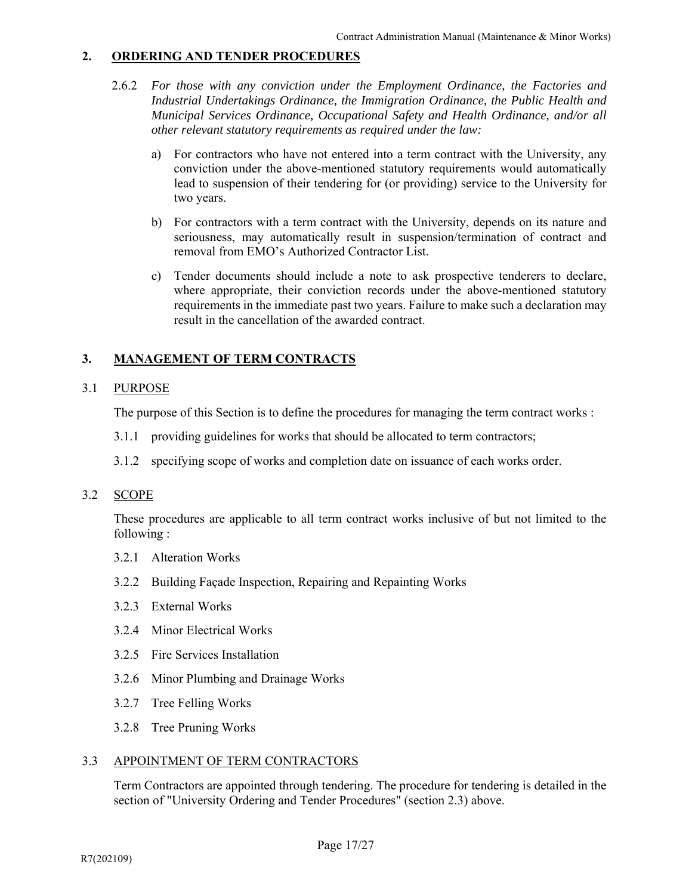## 2. ORDERING AND TENDER PROCEDURES

2.6.2 *For those with any conviction under the Employment Ordinance, the Factories and Industrial Undertakings Ordinance, the Immigration Ordinance, the Public Health and Municipal Services Ordinance, Occupational Safety and Health Ordinance, and/or all other relevant statutory requirements as required under the law:*

a) For contractors who have not entered into a term contract with the University, any conviction under the above-mentioned statutory requirements would automatically lead to suspension of their tendering for (or providing) service to the University for two years.

b) For contractors with a term contract with the University, depends on its nature and seriousness, may automatically result in suspension/termination of contract and removal from EMO's Authorized Contractor List.

c) Tender documents should include a note to ask prospective tenderers to declare, where appropriate, their conviction records under the above-mentioned statutory requirements in the immediate past two years. Failure to make such a declaration may result in the cancellation of the awarded contract.

## 3. MANAGEMENT OF TERM CONTRACTS

### 3.1 PURPOSE

The purpose of this Section is to define the procedures for managing the term contract works :

3.1.1 providing guidelines for works that should be allocated to term contractors;

3.1.2 specifying scope of works and completion date on issuance of each works order.

### 3.2 SCOPE

These procedures are applicable to all term contract works inclusive of but not limited to the following :

3.2.1 Alteration Works

3.2.2 Building Façade Inspection, Repairing and Repainting Works

3.2.3 External Works

3.2.4 Minor Electrical Works

3.2.5 Fire Services Installation

3.2.6 Minor Plumbing and Drainage Works

3.2.7 Tree Felling Works

3.2.8 Tree Pruning Works

### 3.3 APPOINTMENT OF TERM CONTRACTORS

Term Contractors are appointed through tendering. The procedure for tendering is detailed in the section of "University Ordering and Tender Procedures" (section 2.3) above.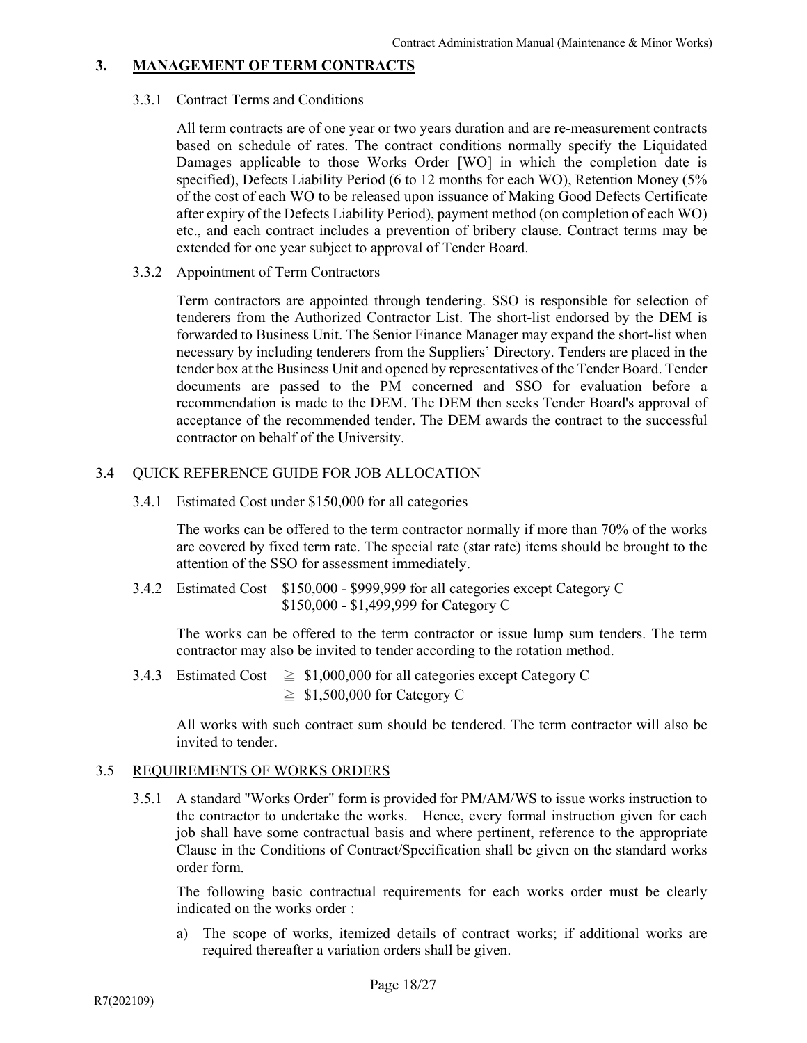## 3. MANAGEMENT OF TERM CONTRACTS

3.3.1 Contract Terms and Conditions

All term contracts are of one year or two years duration and are re-measurement contracts based on schedule of rates. The contract conditions normally specify the Liquidated Damages applicable to those Works Order [WO] in which the completion date is specified), Defects Liability Period (6 to 12 months for each WO), Retention Money (5% of the cost of each WO to be released upon issuance of Making Good Defects Certificate after expiry of the Defects Liability Period), payment method (on completion of each WO) etc., and each contract includes a prevention of bribery clause. Contract terms may be extended for one year subject to approval of Tender Board.

3.3.2 Appointment of Term Contractors

Term contractors are appointed through tendering. SSO is responsible for selection of tenderers from the Authorized Contractor List. The short-list endorsed by the DEM is forwarded to Business Unit. The Senior Finance Manager may expand the short-list when necessary by including tenderers from the Suppliers' Directory. Tenders are placed in the tender box at the Business Unit and opened by representatives of the Tender Board. Tender documents are passed to the PM concerned and SSO for evaluation before a recommendation is made to the DEM. The DEM then seeks Tender Board's approval of acceptance of the recommended tender. The DEM awards the contract to the successful contractor on behalf of the University.

### 3.4 QUICK REFERENCE GUIDE FOR JOB ALLOCATION

3.4.1 Estimated Cost under $150,000 for all categories

The works can be offered to the term contractor normally if more than 70% of the works are covered by fixed term rate. The special rate (star rate) items should be brought to the attention of the SSO for assessment immediately.

3.4.2 Estimated Cost $150,000 - $999,999 for all categories except Category C
$150,000 - $1,499,999 for Category C

The works can be offered to the term contractor or issue lump sum tenders. The term contractor may also be invited to tender according to the rotation method.

3.4.3 Estimated Cost ≧ $1,000,000 for all categories except Category C
≧ $1,500,000 for Category C

All works with such contract sum should be tendered. The term contractor will also be invited to tender.

### 3.5 REQUIREMENTS OF WORKS ORDERS

3.5.1 A standard "Works Order" form is provided for PM/AM/WS to issue works instruction to the contractor to undertake the works. Hence, every formal instruction given for each job shall have some contractual basis and where pertinent, reference to the appropriate Clause in the Conditions of Contract/Specification shall be given on the standard works order form.

The following basic contractual requirements for each works order must be clearly indicated on the works order :

a) The scope of works, itemized details of contract works; if additional works are required thereafter a variation orders shall be given.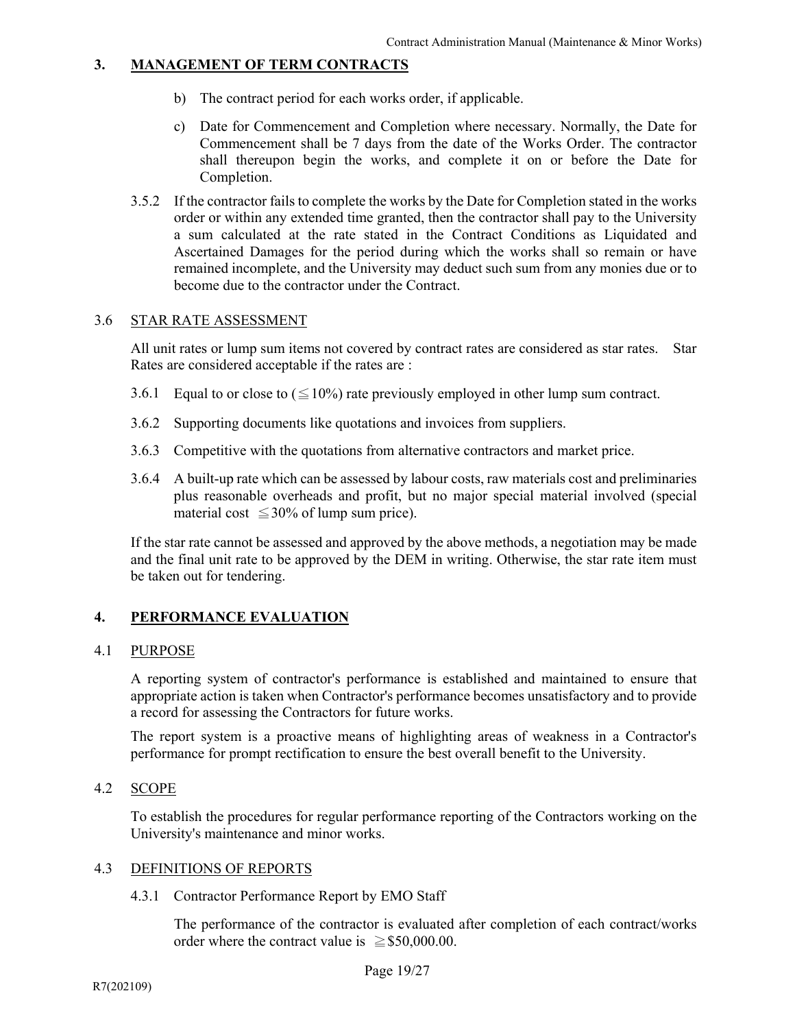## 3. MANAGEMENT OF TERM CONTRACTS

b) The contract period for each works order, if applicable.

c) Date for Commencement and Completion where necessary. Normally, the Date for Commencement shall be 7 days from the date of the Works Order. The contractor shall thereupon begin the works, and complete it on or before the Date for Completion.

3.5.2 If the contractor fails to complete the works by the Date for Completion stated in the works order or within any extended time granted, then the contractor shall pay to the University a sum calculated at the rate stated in the Contract Conditions as Liquidated and Ascertained Damages for the period during which the works shall so remain or have remained incomplete, and the University may deduct such sum from any monies due or to become due to the contractor under the Contract.

### 3.6 STAR RATE ASSESSMENT

All unit rates or lump sum items not covered by contract rates are considered as star rates. Star Rates are considered acceptable if the rates are :

3.6.1 Equal to or close to (≦10%) rate previously employed in other lump sum contract.

3.6.2 Supporting documents like quotations and invoices from suppliers.

3.6.3 Competitive with the quotations from alternative contractors and market price.

3.6.4 A built-up rate which can be assessed by labour costs, raw materials cost and preliminaries plus reasonable overheads and profit, but no major special material involved (special material cost ≦30% of lump sum price).

If the star rate cannot be assessed and approved by the above methods, a negotiation may be made and the final unit rate to be approved by the DEM in writing. Otherwise, the star rate item must be taken out for tendering.

## 4. PERFORMANCE EVALUATION

### 4.1 PURPOSE

A reporting system of contractor's performance is established and maintained to ensure that appropriate action is taken when Contractor's performance becomes unsatisfactory and to provide a record for assessing the Contractors for future works.

The report system is a proactive means of highlighting areas of weakness in a Contractor's performance for prompt rectification to ensure the best overall benefit to the University.

### 4.2 SCOPE

To establish the procedures for regular performance reporting of the Contractors working on the University's maintenance and minor works.

### 4.3 DEFINITIONS OF REPORTS

4.3.1 Contractor Performance Report by EMO Staff

The performance of the contractor is evaluated after completion of each contract/works order where the contract value is ≧$50,000.00.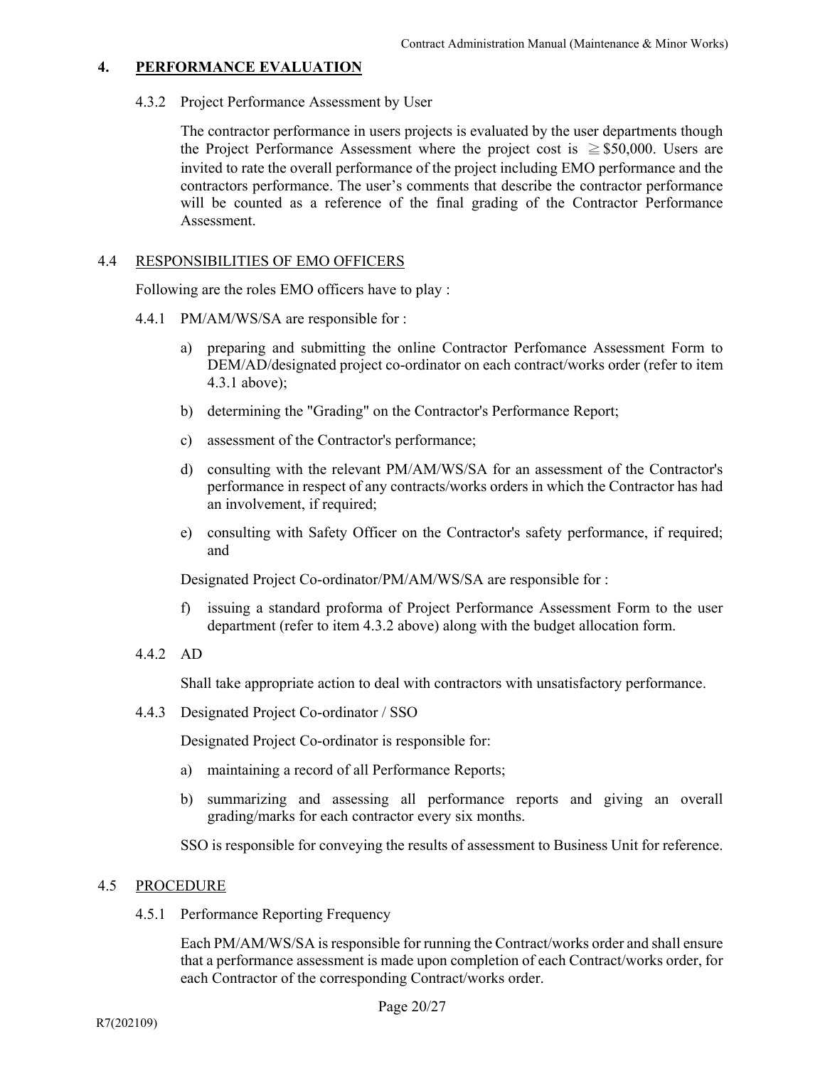# 4. PERFORMANCE EVALUATION

### 4.3.2 Project Performance Assessment by User

The contractor performance in users projects is evaluated by the user departments though the Project Performance Assessment where the project cost is ≧ $50,000. Users are invited to rate the overall performance of the project including EMO performance and the contractors performance. The user's comments that describe the contractor performance will be counted as a reference of the final grading of the Contractor Performance Assessment.

## 4.4 RESPONSIBILITIES OF EMO OFFICERS

Following are the roles EMO officers have to play :

### 4.4.1 PM/AM/WS/SA are responsible for :

a) preparing and submitting the online Contractor Perfomance Assessment Form to DEM/AD/designated project co-ordinator on each contract/works order (refer to item 4.3.1 above);

b) determining the "Grading" on the Contractor's Performance Report;

c) assessment of the Contractor's performance;

d) consulting with the relevant PM/AM/WS/SA for an assessment of the Contractor's performance in respect of any contracts/works orders in which the Contractor has had an involvement, if required;

e) consulting with Safety Officer on the Contractor's safety performance, if required; and

Designated Project Co-ordinator/PM/AM/WS/SA are responsible for :

f) issuing a standard proforma of Project Performance Assessment Form to the user department (refer to item 4.3.2 above) along with the budget allocation form.

### 4.4.2 AD

Shall take appropriate action to deal with contractors with unsatisfactory performance.

### 4.4.3 Designated Project Co-ordinator / SSO

Designated Project Co-ordinator is responsible for:

a) maintaining a record of all Performance Reports;

b) summarizing and assessing all performance reports and giving an overall grading/marks for each contractor every six months.

SSO is responsible for conveying the results of assessment to Business Unit for reference.

## 4.5 PROCEDURE

### 4.5.1 Performance Reporting Frequency

Each PM/AM/WS/SA is responsible for running the Contract/works order and shall ensure that a performance assessment is made upon completion of each Contract/works order, for each Contractor of the corresponding Contract/works order.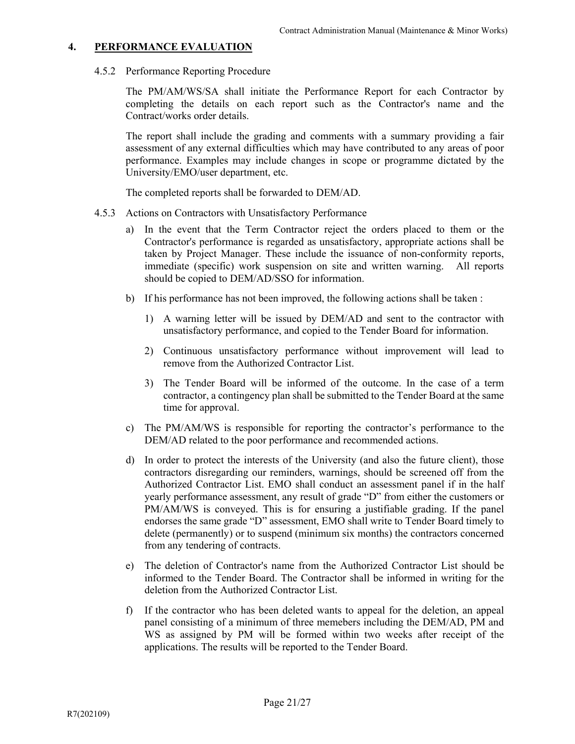# 4. PERFORMANCE EVALUATION

### 4.5.2 Performance Reporting Procedure

The PM/AM/WS/SA shall initiate the Performance Report for each Contractor by completing the details on each report such as the Contractor's name and the Contract/works order details.

The report shall include the grading and comments with a summary providing a fair assessment of any external difficulties which may have contributed to any areas of poor performance. Examples may include changes in scope or programme dictated by the University/EMO/user department, etc.

The completed reports shall be forwarded to DEM/AD.

### 4.5.3 Actions on Contractors with Unsatisfactory Performance

a) In the event that the Term Contractor reject the orders placed to them or the Contractor's performance is regarded as unsatisfactory, appropriate actions shall be taken by Project Manager. These include the issuance of non-conformity reports, immediate (specific) work suspension on site and written warning. All reports should be copied to DEM/AD/SSO for information.

b) If his performance has not been improved, the following actions shall be taken :

   1) A warning letter will be issued by DEM/AD and sent to the contractor with unsatisfactory performance, and copied to the Tender Board for information.

   2) Continuous unsatisfactory performance without improvement will lead to remove from the Authorized Contractor List.

   3) The Tender Board will be informed of the outcome. In the case of a term contractor, a contingency plan shall be submitted to the Tender Board at the same time for approval.

c) The PM/AM/WS is responsible for reporting the contractor's performance to the DEM/AD related to the poor performance and recommended actions.

d) In order to protect the interests of the University (and also the future client), those contractors disregarding our reminders, warnings, should be screened off from the Authorized Contractor List. EMO shall conduct an assessment panel if in the half yearly performance assessment, any result of grade "D" from either the customers or PM/AM/WS is conveyed. This is for ensuring a justifiable grading. If the panel endorses the same grade "D" assessment, EMO shall write to Tender Board timely to delete (permanently) or to suspend (minimum six months) the contractors concerned from any tendering of contracts.

e) The deletion of Contractor's name from the Authorized Contractor List should be informed to the Tender Board. The Contractor shall be informed in writing for the deletion from the Authorized Contractor List.

f) If the contractor who has been deleted wants to appeal for the deletion, an appeal panel consisting of a minimum of three memebers including the DEM/AD, PM and WS as assigned by PM will be formed within two weeks after receipt of the applications. The results will be reported to the Tender Board.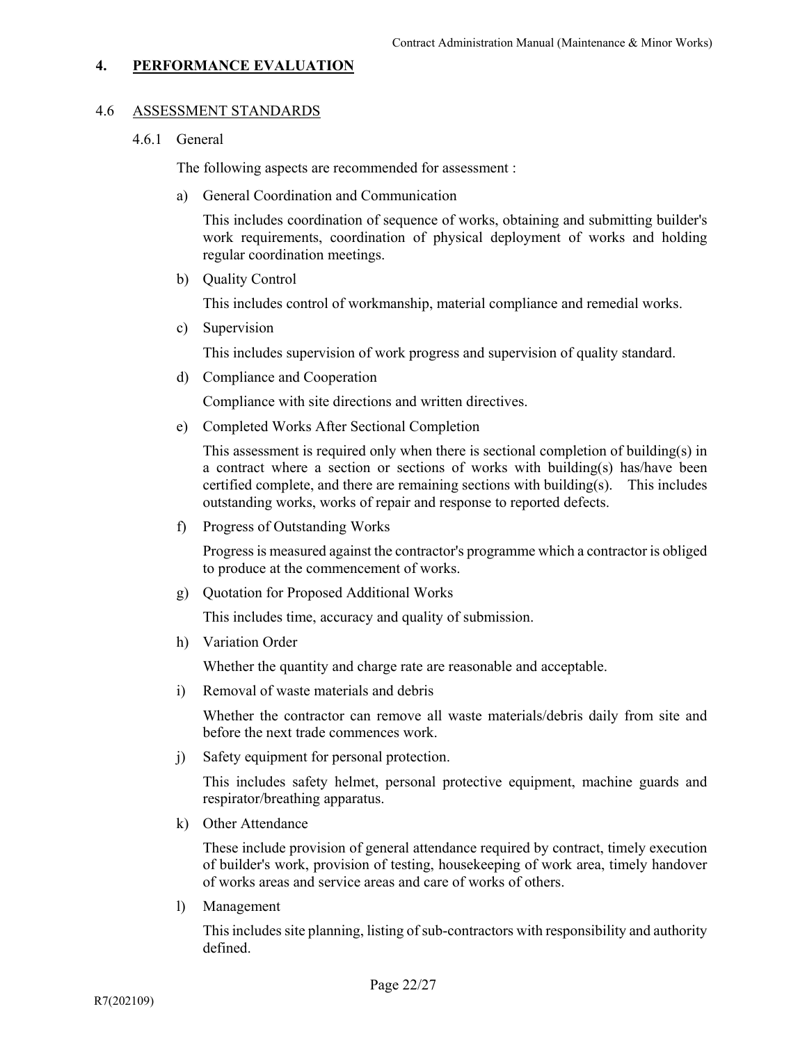## 4. PERFORMANCE EVALUATION

### 4.6 ASSESSMENT STANDARDS

#### 4.6.1 General

The following aspects are recommended for assessment :

a) General Coordination and Communication

   This includes coordination of sequence of works, obtaining and submitting builder's work requirements, coordination of physical deployment of works and holding regular coordination meetings.

b) Quality Control

   This includes control of workmanship, material compliance and remedial works.

c) Supervision

   This includes supervision of work progress and supervision of quality standard.

d) Compliance and Cooperation

   Compliance with site directions and written directives.

e) Completed Works After Sectional Completion

   This assessment is required only when there is sectional completion of building(s) in a contract where a section or sections of works with building(s) has/have been certified complete, and there are remaining sections with building(s). This includes outstanding works, works of repair and response to reported defects.

f) Progress of Outstanding Works

   Progress is measured against the contractor's programme which a contractor is obliged to produce at the commencement of works.

g) Quotation for Proposed Additional Works

   This includes time, accuracy and quality of submission.

h) Variation Order

   Whether the quantity and charge rate are reasonable and acceptable.

i) Removal of waste materials and debris

   Whether the contractor can remove all waste materials/debris daily from site and before the next trade commences work.

j) Safety equipment for personal protection.

   This includes safety helmet, personal protective equipment, machine guards and respirator/breathing apparatus.

k) Other Attendance

   These include provision of general attendance required by contract, timely execution of builder's work, provision of testing, housekeeping of work area, timely handover of works areas and service areas and care of works of others.

l) Management

   This includes site planning, listing of sub-contractors with responsibility and authority defined.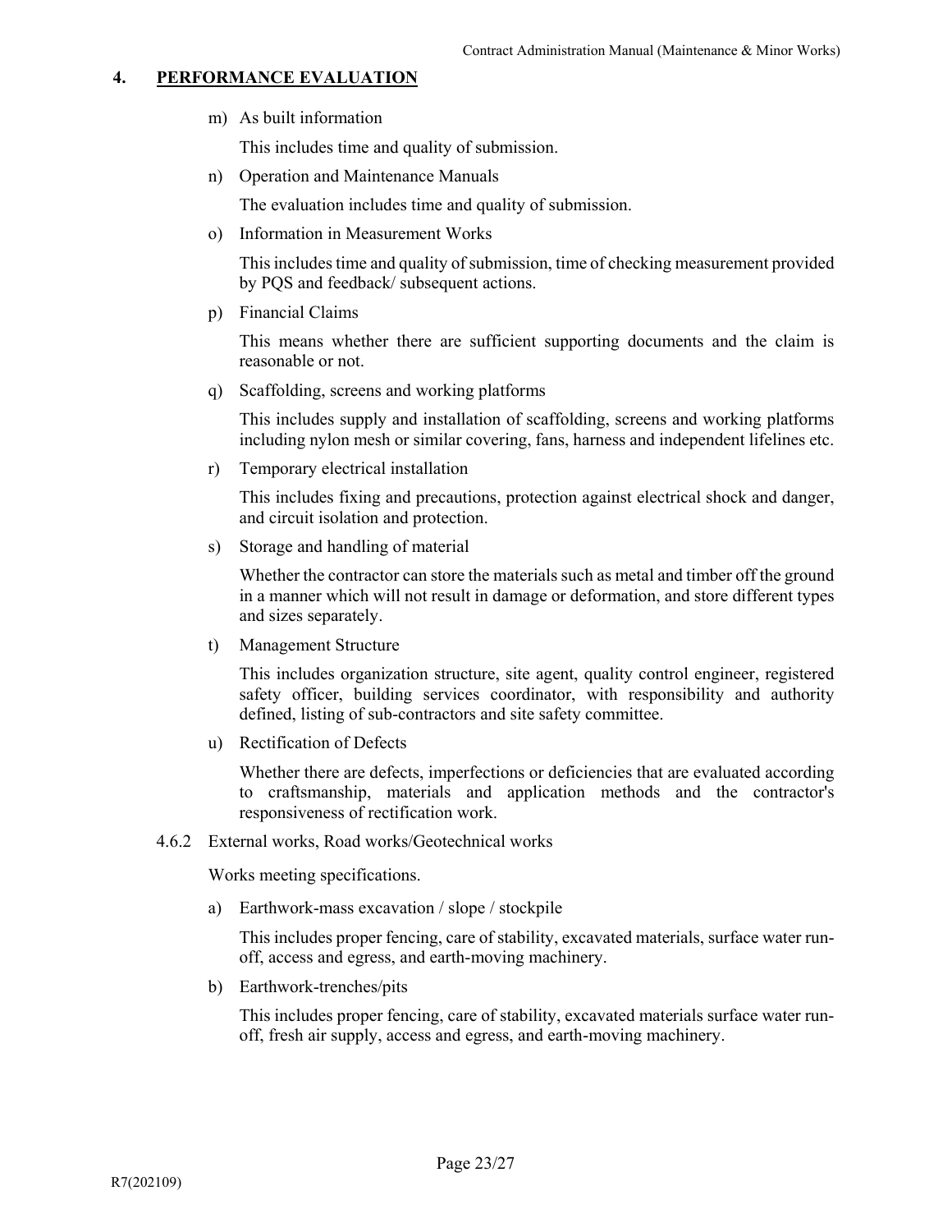## 4. PERFORMANCE EVALUATION

m) As built information

This includes time and quality of submission.

n) Operation and Maintenance Manuals

The evaluation includes time and quality of submission.

o) Information in Measurement Works

This includes time and quality of submission, time of checking measurement provided by PQS and feedback/ subsequent actions.

p) Financial Claims

This means whether there are sufficient supporting documents and the claim is reasonable or not.

q) Scaffolding, screens and working platforms

This includes supply and installation of scaffolding, screens and working platforms including nylon mesh or similar covering, fans, harness and independent lifelines etc.

r) Temporary electrical installation

This includes fixing and precautions, protection against electrical shock and danger, and circuit isolation and protection.

s) Storage and handling of material

Whether the contractor can store the materials such as metal and timber off the ground in a manner which will not result in damage or deformation, and store different types and sizes separately.

t) Management Structure

This includes organization structure, site agent, quality control engineer, registered safety officer, building services coordinator, with responsibility and authority defined, listing of sub-contractors and site safety committee.

u) Rectification of Defects

Whether there are defects, imperfections or deficiencies that are evaluated according to craftsmanship, materials and application methods and the contractor's responsiveness of rectification work.

4.6.2 External works, Road works/Geotechnical works

Works meeting specifications.

a) Earthwork-mass excavation / slope / stockpile

This includes proper fencing, care of stability, excavated materials, surface water run-off, access and egress, and earth-moving machinery.

b) Earthwork-trenches/pits

This includes proper fencing, care of stability, excavated materials surface water run-off, fresh air supply, access and egress, and earth-moving machinery.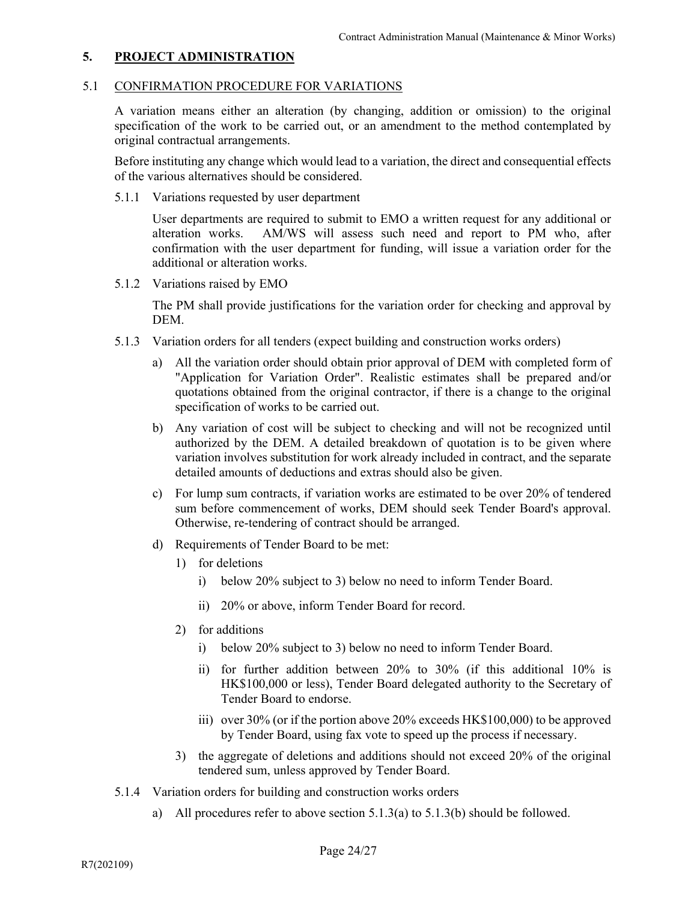## 5. PROJECT ADMINISTRATION

### 5.1 CONFIRMATION PROCEDURE FOR VARIATIONS

A variation means either an alteration (by changing, addition or omission) to the original specification of the work to be carried out, or an amendment to the method contemplated by original contractual arrangements.

Before instituting any change which would lead to a variation, the direct and consequential effects of the various alternatives should be considered.

#### 5.1.1 Variations requested by user department

User departments are required to submit to EMO a written request for any additional or alteration works. AM/WS will assess such need and report to PM who, after confirmation with the user department for funding, will issue a variation order for the additional or alteration works.

#### 5.1.2 Variations raised by EMO

The PM shall provide justifications for the variation order for checking and approval by DEM.

#### 5.1.3 Variation orders for all tenders (expect building and construction works orders)

a) All the variation order should obtain prior approval of DEM with completed form of "Application for Variation Order". Realistic estimates shall be prepared and/or quotations obtained from the original contractor, if there is a change to the original specification of works to be carried out.

b) Any variation of cost will be subject to checking and will not be recognized until authorized by the DEM. A detailed breakdown of quotation is to be given where variation involves substitution for work already included in contract, and the separate detailed amounts of deductions and extras should also be given.

c) For lump sum contracts, if variation works are estimated to be over 20% of tendered sum before commencement of works, DEM should seek Tender Board's approval. Otherwise, re-tendering of contract should be arranged.

d) Requirements of Tender Board to be met:

   1) for deletions

      i) below 20% subject to 3) below no need to inform Tender Board.

      ii) 20% or above, inform Tender Board for record.

   2) for additions

      i) below 20% subject to 3) below no need to inform Tender Board.

      ii) for further addition between 20% to 30% (if this additional 10% is HK$100,000 or less), Tender Board delegated authority to the Secretary of Tender Board to endorse.

      iii) over 30% (or if the portion above 20% exceeds HK$100,000) to be approved by Tender Board, using fax vote to speed up the process if necessary.

   3) the aggregate of deletions and additions should not exceed 20% of the original tendered sum, unless approved by Tender Board.

#### 5.1.4 Variation orders for building and construction works orders

a) All procedures refer to above section 5.1.3(a) to 5.1.3(b) should be followed.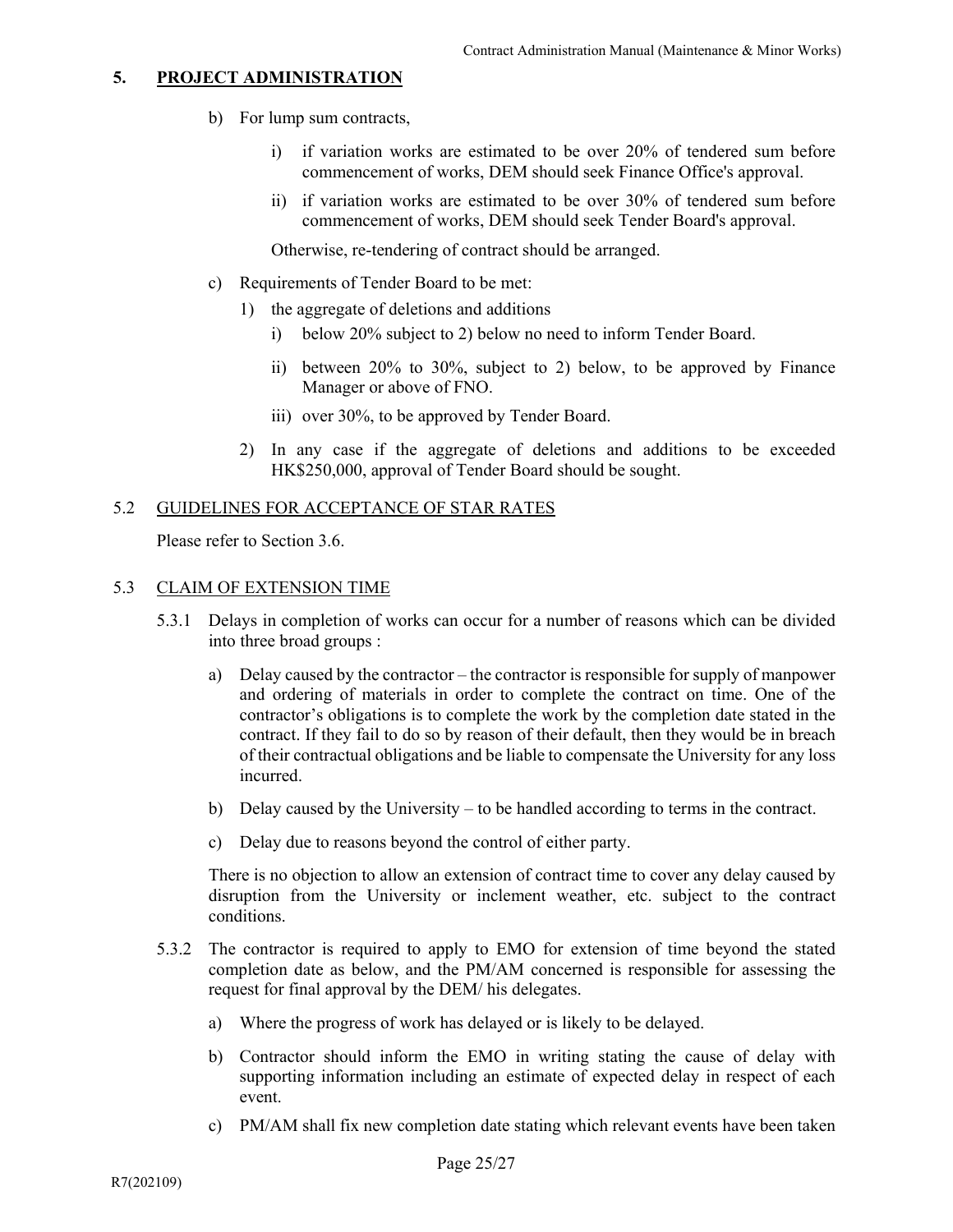## 5. PROJECT ADMINISTRATION

b) For lump sum contracts,

   i) if variation works are estimated to be over 20% of tendered sum before commencement of works, DEM should seek Finance Office's approval.

   ii) if variation works are estimated to be over 30% of tendered sum before commencement of works, DEM should seek Tender Board's approval.

   Otherwise, re-tendering of contract should be arranged.

c) Requirements of Tender Board to be met:

   1) the aggregate of deletions and additions

      i) below 20% subject to 2) below no need to inform Tender Board.

      ii) between 20% to 30%, subject to 2) below, to be approved by Finance Manager or above of FNO.

      iii) over 30%, to be approved by Tender Board.

   2) In any case if the aggregate of deletions and additions to be exceeded HK$250,000, approval of Tender Board should be sought.

### 5.2 GUIDELINES FOR ACCEPTANCE OF STAR RATES

Please refer to Section 3.6.

### 5.3 CLAIM OF EXTENSION TIME

5.3.1 Delays in completion of works can occur for a number of reasons which can be divided into three broad groups :

a) Delay caused by the contractor – the contractor is responsible for supply of manpower and ordering of materials in order to complete the contract on time. One of the contractor's obligations is to complete the work by the completion date stated in the contract. If they fail to do so by reason of their default, then they would be in breach of their contractual obligations and be liable to compensate the University for any loss incurred.

b) Delay caused by the University – to be handled according to terms in the contract.

c) Delay due to reasons beyond the control of either party.

There is no objection to allow an extension of contract time to cover any delay caused by disruption from the University or inclement weather, etc. subject to the contract conditions.

5.3.2 The contractor is required to apply to EMO for extension of time beyond the stated completion date as below, and the PM/AM concerned is responsible for assessing the request for final approval by the DEM/ his delegates.

a) Where the progress of work has delayed or is likely to be delayed.

b) Contractor should inform the EMO in writing stating the cause of delay with supporting information including an estimate of expected delay in respect of each event.

c) PM/AM shall fix new completion date stating which relevant events have been taken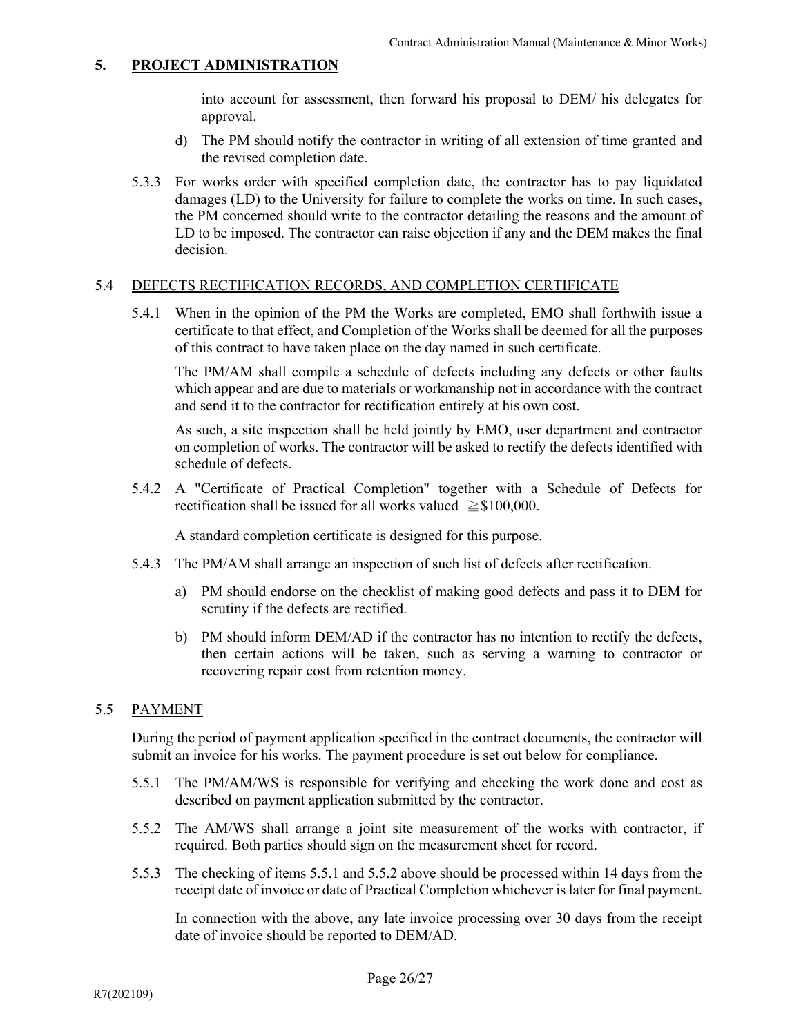## 5. PROJECT ADMINISTRATION

into account for assessment, then forward his proposal to DEM/ his delegates for approval.

d) The PM should notify the contractor in writing of all extension of time granted and the revised completion date.

5.3.3 For works order with specified completion date, the contractor has to pay liquidated damages (LD) to the University for failure to complete the works on time. In such cases, the PM concerned should write to the contractor detailing the reasons and the amount of LD to be imposed. The contractor can raise objection if any and the DEM makes the final decision.

### 5.4 DEFECTS RECTIFICATION RECORDS, AND COMPLETION CERTIFICATE

5.4.1 When in the opinion of the PM the Works are completed, EMO shall forthwith issue a certificate to that effect, and Completion of the Works shall be deemed for all the purposes of this contract to have taken place on the day named in such certificate.

The PM/AM shall compile a schedule of defects including any defects or other faults which appear and are due to materials or workmanship not in accordance with the contract and send it to the contractor for rectification entirely at his own cost.

As such, a site inspection shall be held jointly by EMO, user department and contractor on completion of works. The contractor will be asked to rectify the defects identified with schedule of defects.

5.4.2 A "Certificate of Practical Completion" together with a Schedule of Defects for rectification shall be issued for all works valued ≧$100,000.

A standard completion certificate is designed for this purpose.

5.4.3 The PM/AM shall arrange an inspection of such list of defects after rectification.

a) PM should endorse on the checklist of making good defects and pass it to DEM for scrutiny if the defects are rectified.

b) PM should inform DEM/AD if the contractor has no intention to rectify the defects, then certain actions will be taken, such as serving a warning to contractor or recovering repair cost from retention money.

### 5.5 PAYMENT

During the period of payment application specified in the contract documents, the contractor will submit an invoice for his works. The payment procedure is set out below for compliance.

5.5.1 The PM/AM/WS is responsible for verifying and checking the work done and cost as described on payment application submitted by the contractor.

5.5.2 The AM/WS shall arrange a joint site measurement of the works with contractor, if required. Both parties should sign on the measurement sheet for record.

5.5.3 The checking of items 5.5.1 and 5.5.2 above should be processed within 14 days from the receipt date of invoice or date of Practical Completion whichever is later for final payment.

In connection with the above, any late invoice processing over 30 days from the receipt date of invoice should be reported to DEM/AD.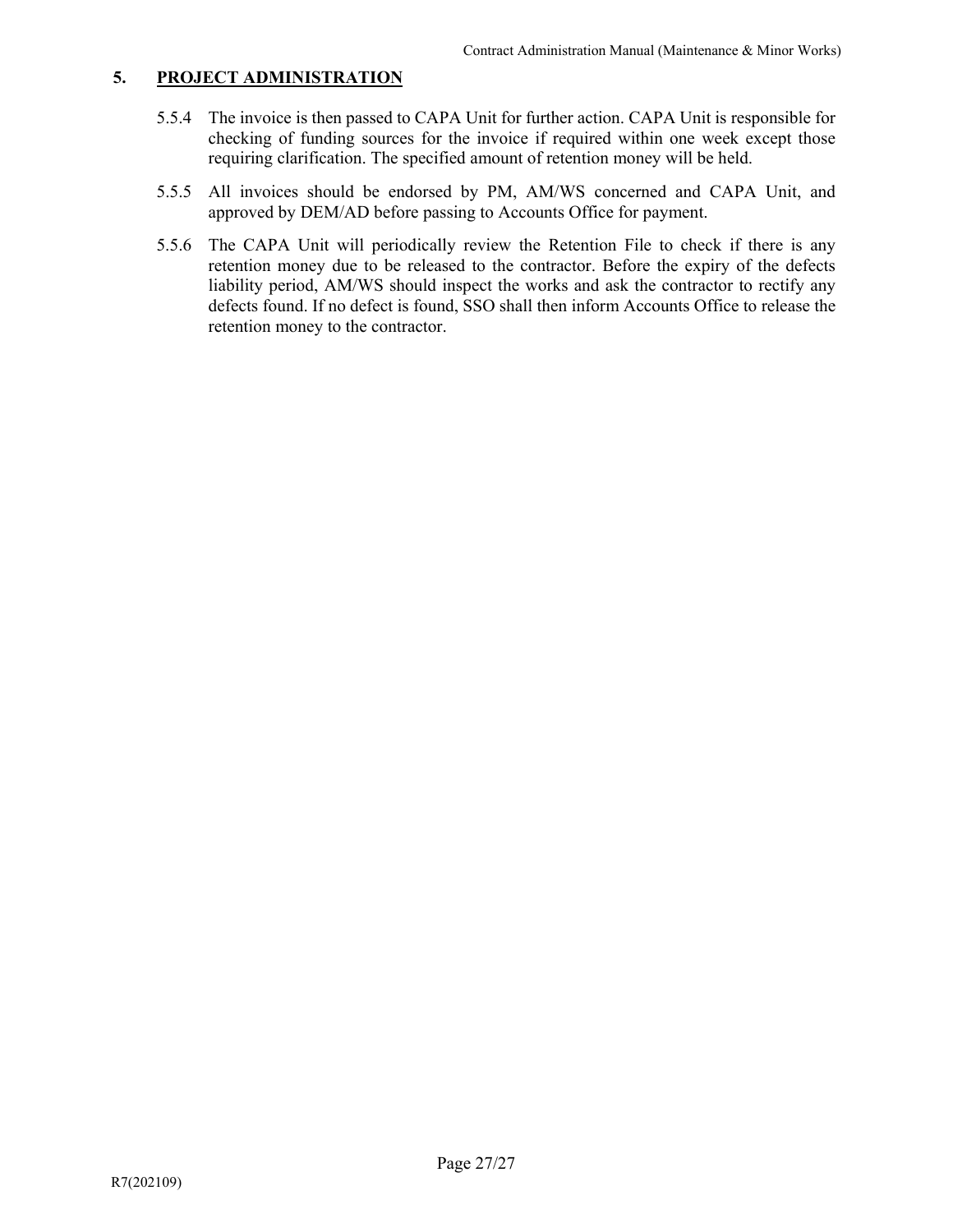## 5. PROJECT ADMINISTRATION

5.5.4 The invoice is then passed to CAPA Unit for further action. CAPA Unit is responsible for checking of funding sources for the invoice if required within one week except those requiring clarification. The specified amount of retention money will be held.

5.5.5 All invoices should be endorsed by PM, AM/WS concerned and CAPA Unit, and approved by DEM/AD before passing to Accounts Office for payment.

5.5.6 The CAPA Unit will periodically review the Retention File to check if there is any retention money due to be released to the contractor. Before the expiry of the defects liability period, AM/WS should inspect the works and ask the contractor to rectify any defects found. If no defect is found, SSO shall then inform Accounts Office to release the retention money to the contractor.